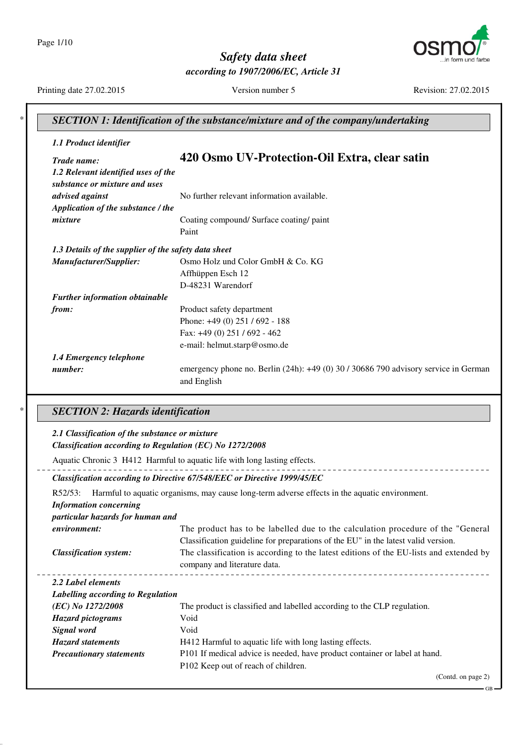# Safety data sheet

*according to 1907/2006/EC, Article 31*

Printing date 27.02.2015 | Version number 5 | Revision: 27.02.2015

## SECTION 1: Identification of the substance/mixture and of the company/undertaking

### 1.1 Product identifier

***Trade name:*** **420 Osmo UV-Protection-Oil Extra, clear satin**

***1.2 Relevant identified uses of the substance or mixture and uses advised against*** No further relevant information available.

***Application of the substance / the mixture*** Coating compound/ Surface coating/ paint
Paint

### 1.3 Details of the supplier of the safety data sheet

***Manufacturer/Supplier:***
Osmo Holz und Color GmbH & Co. KG
Affhüppen Esch 12
D-48231 Warendorf

***Further information obtainable from:***
Product safety department
Phone: +49 (0) 251 / 692 - 188
Fax: +49 (0) 251 / 692 - 462
e-mail: helmut.starp@osmo.de

***1.4 Emergency telephone number:*** emergency phone no. Berlin (24h): +49 (0) 30 / 30686 790 advisory service in German and English

## SECTION 2: Hazards identification

### 2.1 Classification of the substance or mixture

***Classification according to Regulation (EC) No 1272/2008***

Aquatic Chronic 3 H412 Harmful to aquatic life with long lasting effects.

***Classification according to Directive 67/548/EEC or Directive 1999/45/EC***

R52/53: Harmful to aquatic organisms, may cause long-term adverse effects in the aquatic environment.

***Information concerning particular hazards for human and environment:*** The product has to be labelled due to the calculation procedure of the "General Classification guideline for preparations of the EU" in the latest valid version.

***Classification system:*** The classification is according to the latest editions of the EU-lists and extended by company and literature data.

### 2.2 Label elements

***Labelling according to Regulation (EC) No 1272/2008*** The product is classified and labelled according to the CLP regulation.

***Hazard pictograms*** Void

***Signal word*** Void

***Hazard statements*** H412 Harmful to aquatic life with long lasting effects.

***Precautionary statements***
P101 If medical advice is needed, have product container or label at hand.
P102 Keep out of reach of children.

(Contd. on page 2)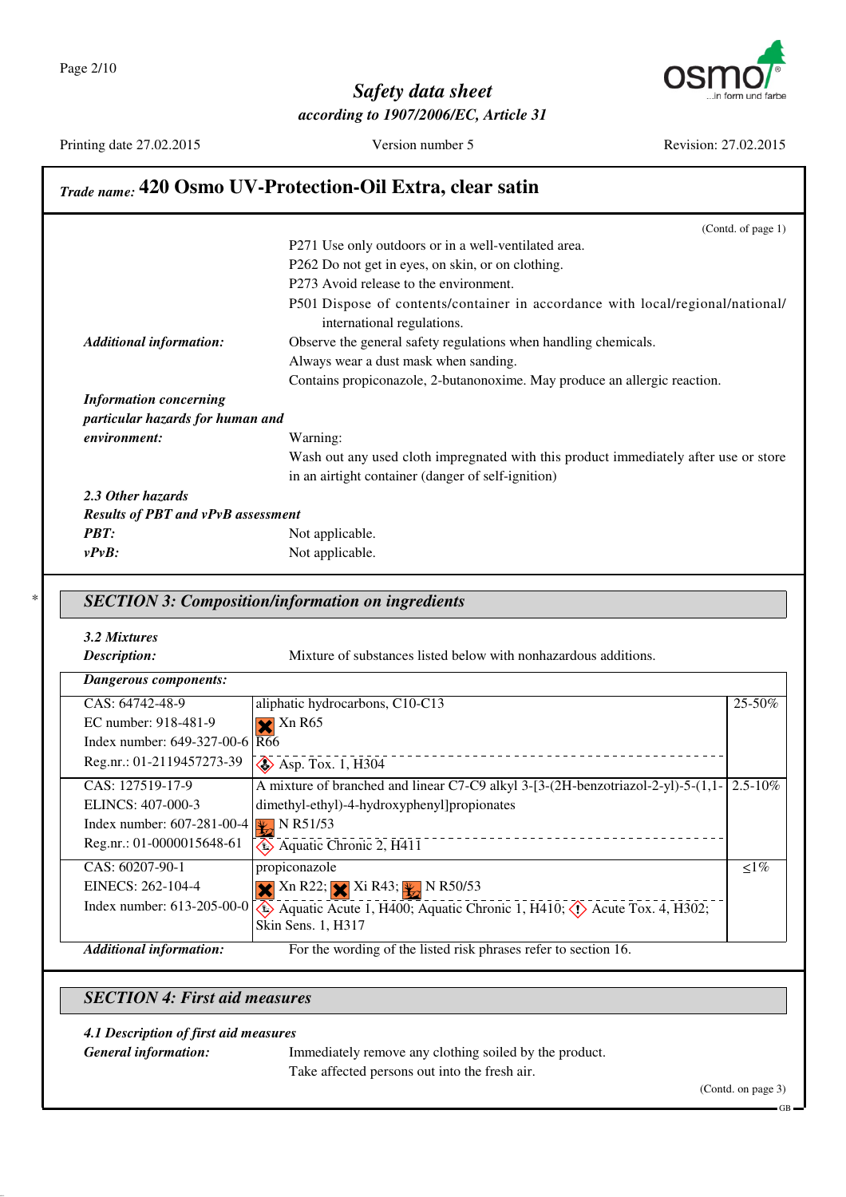## Safety data sheet

*according to 1907/2006/EC, Article 31*

Printing date 27.02.2015 Version number 5 Revision: 27.02.2015

**Trade name: 420 Osmo UV-Protection-Oil Extra, clear satin**

(Contd. of page 1)

P271 Use only outdoors or in a well-ventilated area.
P262 Do not get in eyes, on skin, or on clothing.
P273 Avoid release to the environment.
P501 Dispose of contents/container in accordance with local/regional/national/international regulations.

***Additional information:*** Observe the general safety regulations when handling chemicals.
Always wear a dust mask when sanding.
Contains propiconazole, 2-butanonoxime. May produce an allergic reaction.

***Information concerning particular hazards for human and environment:*** Warning:
Wash out any used cloth impregnated with this product immediately after use or store in an airtight container (danger of self-ignition)

***2.3 Other hazards***

***Results of PBT and vPvB assessment***

***PBT:*** Not applicable.

***vPvB:*** Not applicable.

## * SECTION 3: Composition/information on ingredients

***3.2 Mixtures***

***Description:*** Mixture of substances listed below with nonhazardous additions.

| ***Dangerous components:*** | | |
|---|---|---|
| CAS: 64742-48-9<br>EC number: 918-481-9<br>Index number: 649-327-00-6<br>Reg.nr.: 01-2119457273-39 | aliphatic hydrocarbons, C10-C13<br>Xn R65<br>R66<br>Asp. Tox. 1, H304 | 25-50% |
| CAS: 127519-17-9<br>ELINCS: 407-000-3<br>Index number: 607-281-00-4<br>Reg.nr.: 01-0000015648-61 | A mixture of branched and linear C7-C9 alkyl 3-[3-(2H-benzotriazol-2-yl)-5-(1,1-dimethyl-ethyl)-4-hydroxyphenyl]propionates<br>N R51/53<br>Aquatic Chronic 2, H411 | 2.5-10% |
| CAS: 60207-90-1<br>EINECS: 262-104-4<br>Index number: 613-205-00-0 | propiconazole<br>Xn R22; Xi R43; N R50/53<br>Aquatic Acute 1, H400; Aquatic Chronic 1, H410; Acute Tox. 4, H302; Skin Sens. 1, H317 | ≤1% |

***Additional information:*** For the wording of the listed risk phrases refer to section 16.

## SECTION 4: First aid measures

***4.1 Description of first aid measures***

***General information:*** Immediately remove any clothing soiled by the product.
Take affected persons out into the fresh air.

(Contd. on page 3)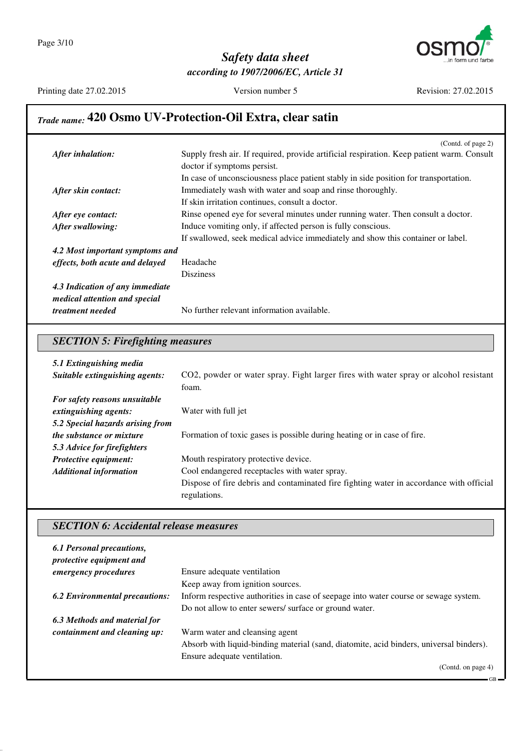## Trade name: 420 Osmo UV-Protection-Oil Extra, clear satin

(Contd. of page 2)

***After inhalation:*** Supply fresh air. If required, provide artificial respiration. Keep patient warm. Consult doctor if symptoms persist.
In case of unconsciousness place patient stably in side position for transportation.

***After skin contact:*** Immediately wash with water and soap and rinse thoroughly.
If skin irritation continues, consult a doctor.

***After eye contact:*** Rinse opened eye for several minutes under running water. Then consult a doctor.

***After swallowing:*** Induce vomiting only, if affected person is fully conscious.
If swallowed, seek medical advice immediately and show this container or label.

***4.2 Most important symptoms and effects, both acute and delayed*** Headache
Disziness

***4.3 Indication of any immediate medical attention and special treatment needed*** No further relevant information available.

## *SECTION 5: Firefighting measures*

***5.1 Extinguishing media***

***Suitable extinguishing agents:*** $CO_2$, powder or water spray. Fight larger fires with water spray or alcohol resistant foam.

***For safety reasons unsuitable extinguishing agents:*** Water with full jet

***5.2 Special hazards arising from the substance or mixture*** Formation of toxic gases is possible during heating or in case of fire.

***5.3 Advice for firefighters***

***Protective equipment:*** Mouth respiratory protective device.

***Additional information*** Cool endangered receptacles with water spray.
Dispose of fire debris and contaminated fire fighting water in accordance with official regulations.

## *SECTION 6: Accidental release measures*

***6.1 Personal precautions, protective equipment and emergency procedures*** Ensure adequate ventilation
Keep away from ignition sources.

***6.2 Environmental precautions:*** Inform respective authorities in case of seepage into water course or sewage system.
Do not allow to enter sewers/ surface or ground water.

***6.3 Methods and material for containment and cleaning up:*** Warm water and cleansing agent
Absorb with liquid-binding material (sand, diatomite, acid binders, universal binders).
Ensure adequate ventilation.

(Contd. on page 4)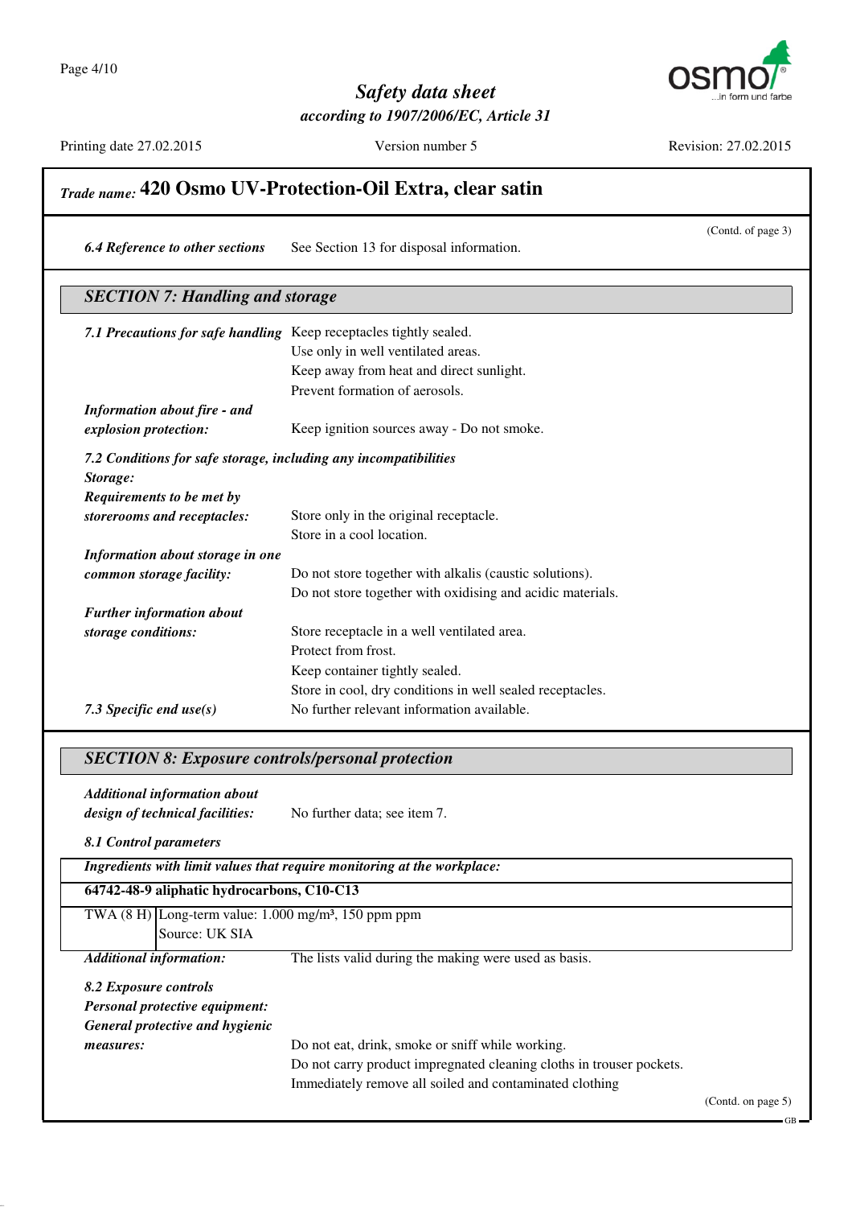## Trade name: 420 Osmo UV-Protection-Oil Extra, clear satin

(Contd. of page 3)

*6.4 Reference to other sections* See Section 13 for disposal information.

## SECTION 7: Handling and storage

*7.1 Precautions for safe handling* Keep receptacles tightly sealed.
Use only in well ventilated areas.
Keep away from heat and direct sunlight.
Prevent formation of aerosols.

*Information about fire - and explosion protection:* Keep ignition sources away - Do not smoke.

*7.2 Conditions for safe storage, including any incompatibilities*

*Storage:*

*Requirements to be met by storerooms and receptacles:* Store only in the original receptacle.
Store in a cool location.

*Information about storage in one common storage facility:* Do not store together with alkalis (caustic solutions).
Do not store together with oxidising and acidic materials.

*Further information about storage conditions:* Store receptacle in a well ventilated area.
Protect from frost.
Keep container tightly sealed.
Store in cool, dry conditions in well sealed receptacles.

*7.3 Specific end use(s)* No further relevant information available.

## SECTION 8: Exposure controls/personal protection

*Additional information about design of technical facilities:* No further data; see item 7.

*8.1 Control parameters*

| *Ingredients with limit values that require monitoring at the workplace:* | |
|---|---|
| **64742-48-9 aliphatic hydrocarbons, C10-C13** | |
| TWA (8 H) | Long-term value: 1.000 mg/m³, 150 ppm ppm<br>Source: UK SIA |

*Additional information:* The lists valid during the making were used as basis.

*8.2 Exposure controls*

*Personal protective equipment:*

*General protective and hygienic measures:* Do not eat, drink, smoke or sniff while working.
Do not carry product impregnated cleaning cloths in trouser pockets.
Immediately remove all soiled and contaminated clothing

(Contd. on page 5)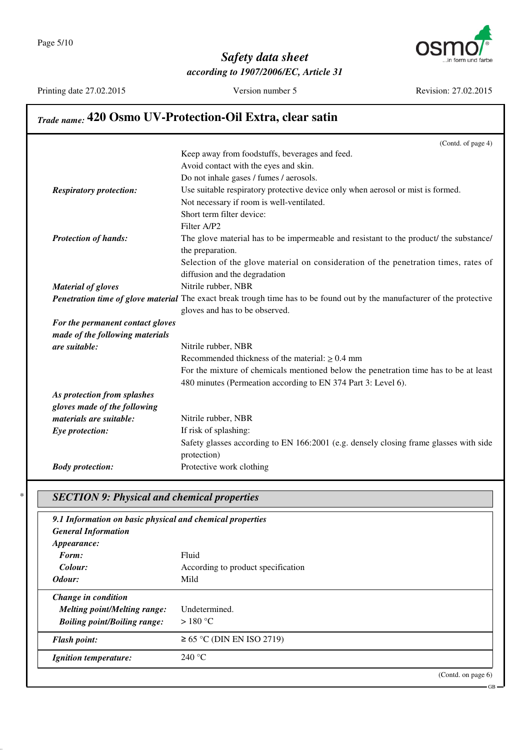## Trade name: 420 Osmo UV-Protection-Oil Extra, clear satin

(Contd. of page 4)

Keep away from foodstuffs, beverages and feed.
Avoid contact with the eyes and skin.
Do not inhale gases / fumes / aerosols.

***Respiratory protection:*** Use suitable respiratory protective device only when aerosol or mist is formed.
Not necessary if room is well-ventilated.
Short term filter device:
Filter A/P2

***Protection of hands:*** The glove material has to be impermeable and resistant to the product/ the substance/ the preparation.
Selection of the glove material on consideration of the penetration times, rates of diffusion and the degradation

***Material of gloves*** Nitrile rubber, NBR

***Penetration time of glove material*** The exact break trough time has to be found out by the manufacturer of the protective gloves and has to be observed.

***For the permanent contact gloves made of the following materials are suitable:*** Nitrile rubber, NBR
Recommended thickness of the material: ≥ 0.4 mm
For the mixture of chemicals mentioned below the penetration time has to be at least 480 minutes (Permeation according to EN 374 Part 3: Level 6).

***As protection from splashes gloves made of the following materials are suitable:*** Nitrile rubber, NBR

***Eye protection:*** If risk of splashing:
Safety glasses according to EN 166:2001 (e.g. densely closing frame glasses with side protection)

***Body protection:*** Protective work clothing

\* 

### *SECTION 9: Physical and chemical properties*

***9.1 Information on basic physical and chemical properties***

***General Information***

***Appearance:***

| | |
|---|---|
| ***Form:*** | Fluid |
| ***Colour:*** | According to product specification |
| ***Odour:*** | Mild |
| ***Change in condition*** | |
| ***Melting point/Melting range:*** | Undetermined. |
| ***Boiling point/Boiling range:*** | > 180 °C |
| ***Flash point:*** | ≥ 65 °C (DIN EN ISO 2719) |
| ***Ignition temperature:*** | 240 °C |

(Contd. on page 6)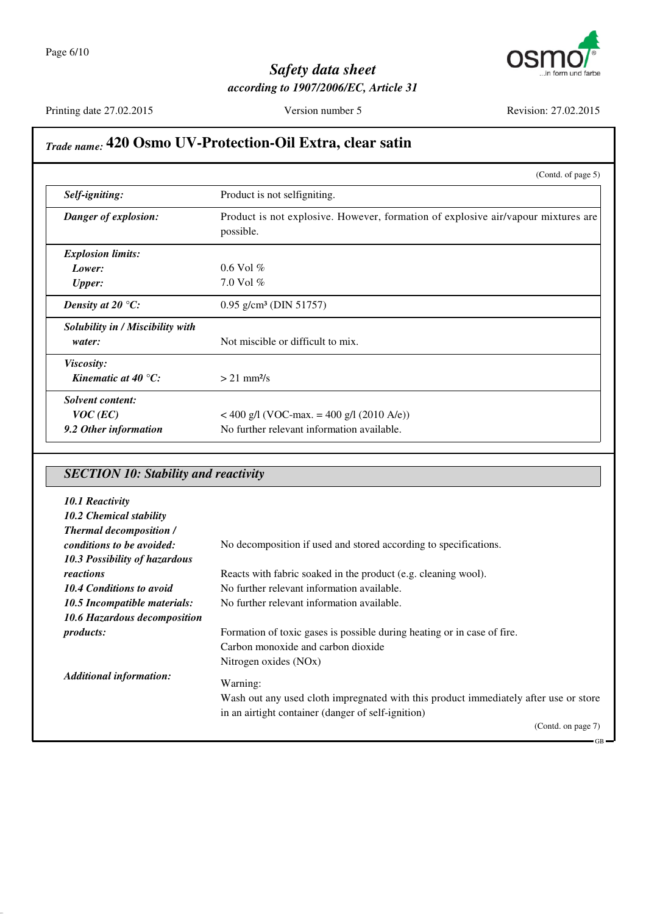## Trade name: 420 Osmo UV-Protection-Oil Extra, clear satin

(Contd. of page 5)

| | |
|---|---|
| ***Self-igniting:*** | Product is not selfigniting. |
| ***Danger of explosion:*** | Product is not explosive. However, formation of explosive air/vapour mixtures are possible. |
| ***Explosion limits:*** | |
| ***Lower:*** | 0.6 Vol % |
| ***Upper:*** | 7.0 Vol % |
| ***Density at 20 °C:*** | 0.95 g/cm³ (DIN 51757) |
| ***Solubility in / Miscibility with water:*** | Not miscible or difficult to mix. |
| ***Viscosity:*** | |
| ***Kinematic at 40 °C:*** | > 21 mm²/s |
| ***Solvent content:*** | |
| ***VOC (EC)*** | < 400 g/l (VOC-max. = 400 g/l (2010 A/e)) |
| ***9.2 Other information*** | No further relevant information available. |

## *SECTION 10: Stability and reactivity*

***10.1 Reactivity***

***10.2 Chemical stability***

***Thermal decomposition / conditions to be avoided:*** No decomposition if used and stored according to specifications.

***10.3 Possibility of hazardous reactions*** Reacts with fabric soaked in the product (e.g. cleaning wool).

***10.4 Conditions to avoid*** No further relevant information available.

***10.5 Incompatible materials:*** No further relevant information available.

***10.6 Hazardous decomposition products:*** Formation of toxic gases is possible during heating or in case of fire.
Carbon monoxide and carbon dioxide
Nitrogen oxides (NOx)

***Additional information:***
Warning:
Wash out any used cloth impregnated with this product immediately after use or store in an airtight container (danger of self-ignition)

(Contd. on page 7)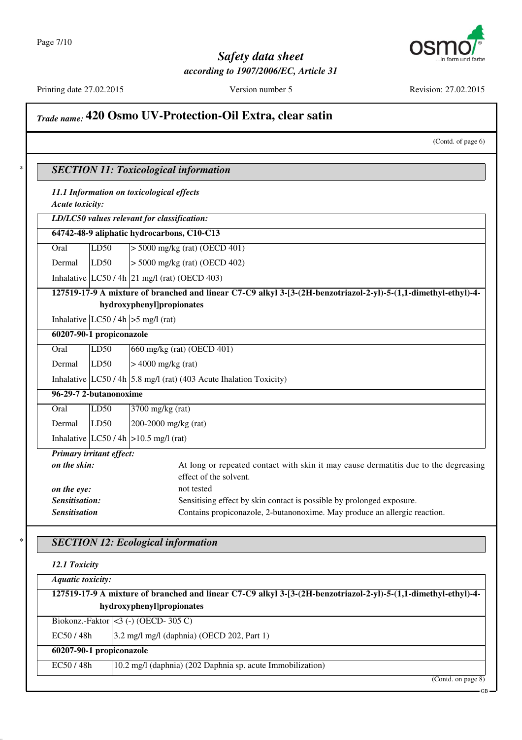## Trade name: 420 Osmo UV-Protection-Oil Extra, clear satin

(Contd. of page 6)

## SECTION 11: Toxicological information

### 11.1 Information on toxicological effects

*Acute toxicity:*

| LD/LC50 values relevant for classification: | | |
|---|---|---|
| **64742-48-9 aliphatic hydrocarbons, C10-C13** | | |
| Oral | LD50 | > 5000 mg/kg (rat) (OECD 401) |
| Dermal | LD50 | > 5000 mg/kg (rat) (OECD 402) |
| Inhalative | LC50 / 4h | 21 mg/l (rat) (OECD 403) |
| **127519-17-9 A mixture of branched and linear C7-C9 alkyl 3-[3-(2H-benzotriazol-2-yl)-5-(1,1-dimethyl-ethyl)-4-hydroxyphenyl]propionates** | | |
| Inhalative | LC50 / 4h | >5 mg/l (rat) |
| **60207-90-1 propiconazole** | | |
| Oral | LD50 | 660 mg/kg (rat) (OECD 401) |
| Dermal | LD50 | > 4000 mg/kg (rat) |
| Inhalative | LC50 / 4h | 5.8 mg/l (rat) (403 Acute Ihalation Toxicity) |
| **96-29-7 2-butanonoxime** | | |
| Oral | LD50 | 3700 mg/kg (rat) |
| Dermal | LD50 | 200-2000 mg/kg (rat) |
| Inhalative | LC50 / 4h | >10.5 mg/l (rat) |

*Primary irritant effect:*

*on the skin:* At long or repeated contact with skin it may cause dermatitis due to the degreasing effect of the solvent.

*on the eye:* not tested

*Sensitisation:* Sensitising effect by skin contact is possible by prolonged exposure.

*Sensitisation* Contains propiconazole, 2-butanonoxime. May produce an allergic reaction.

## SECTION 12: Ecological information

### 12.1 Toxicity

| Aquatic toxicity: | |
|---|---|
| **127519-17-9 A mixture of branched and linear C7-C9 alkyl 3-[3-(2H-benzotriazol-2-yl)-5-(1,1-dimethyl-ethyl)-4-hydroxyphenyl]propionates** | |
| Biokonz.-Faktor | <3 (-) (OECD- 305 C) |
| EC50 / 48h | 3.2 mg/l mg/l (daphnia) (OECD 202, Part 1) |
| **60207-90-1 propiconazole** | |
| EC50 / 48h | 10.2 mg/l (daphnia) (202 Daphnia sp. acute Immobilization) |

(Contd. on page 8)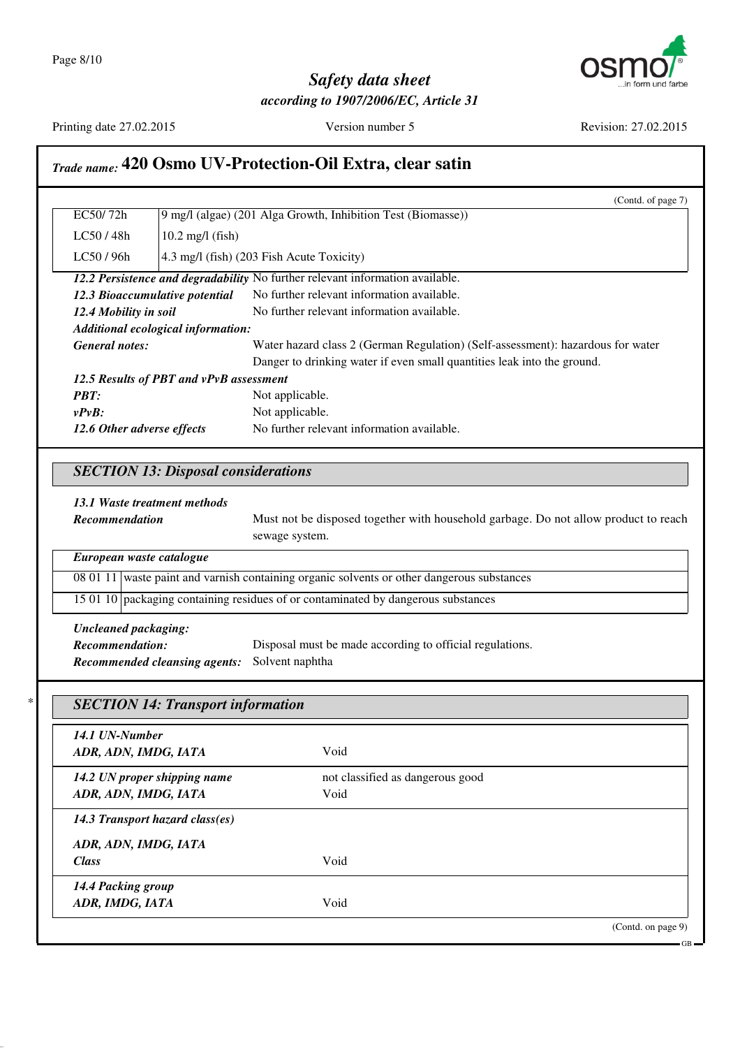## Trade name: 420 Osmo UV-Protection-Oil Extra, clear satin

(Contd. of page 7)

| | |
|---|---|
| EC50/ 72h | 9 mg/l (algae) (201 Alga Growth, Inhibition Test (Biomasse)) |
| LC50 / 48h | 10.2 mg/l (fish) |
| LC50 / 96h | 4.3 mg/l (fish) (203 Fish Acute Toxicity) |

***12.2 Persistence and degradability*** No further relevant information available.

***12.3 Bioaccumulative potential*** No further relevant information available.

***12.4 Mobility in soil*** No further relevant information available.

***Additional ecological information:***

***General notes:*** Water hazard class 2 (German Regulation) (Self-assessment): hazardous for water
Danger to drinking water if even small quantities leak into the ground.

***12.5 Results of PBT and vPvB assessment***

***PBT:*** Not applicable.

***vPvB:*** Not applicable.

***12.6 Other adverse effects*** No further relevant information available.

### SECTION 13: Disposal considerations

***13.1 Waste treatment methods***

***Recommendation*** Must not be disposed together with household garbage. Do not allow product to reach sewage system.

| ***European waste catalogue*** | |
|---|---|
| 08 01 11 | waste paint and varnish containing organic solvents or other dangerous substances |
| 15 01 10 | packaging containing residues of or contaminated by dangerous substances |

***Uncleaned packaging:***

***Recommendation:*** Disposal must be made according to official regulations.

***Recommended cleansing agents:*** Solvent naphtha

### * SECTION 14: Transport information

| | |
|---|---|
| ***14.1 UN-Number*** | |
| ***ADR, ADN, IMDG, IATA*** | Void |
| ***14.2 UN proper shipping name*** | not classified as dangerous good |
| ***ADR, ADN, IMDG, IATA*** | Void |
| ***14.3 Transport hazard class(es)*** | |
| ***ADR, ADN, IMDG, IATA*** | |
| ***Class*** | Void |
| ***14.4 Packing group*** | |
| ***ADR, IMDG, IATA*** | Void |

(Contd. on page 9)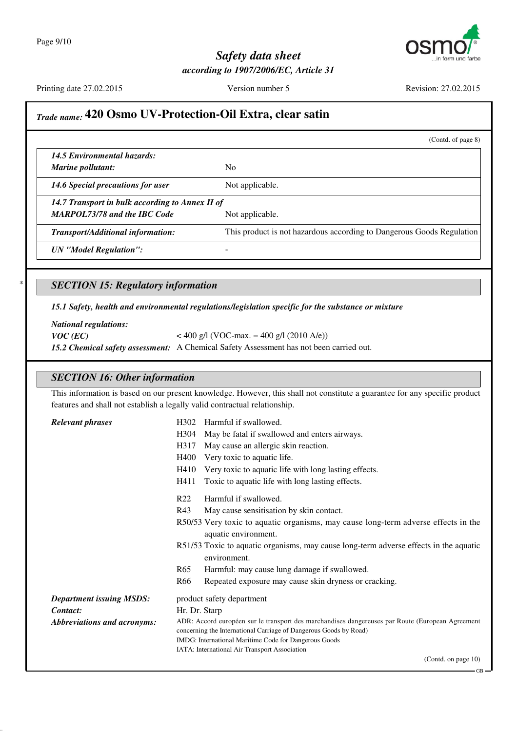## Trade name: 420 Osmo UV-Protection-Oil Extra, clear satin

(Contd. of page 8)

| | |
|---|---|
| ***14.5 Environmental hazards:*** ***Marine pollutant:*** | No |
| ***14.6 Special precautions for user*** | Not applicable. |
| ***14.7 Transport in bulk according to Annex II of MARPOL73/78 and the IBC Code*** | Not applicable. |
| ***Transport/Additional information:*** | This product is not hazardous according to Dangerous Goods Regulation |
| ***UN "Model Regulation":*** | - |

\* 

### SECTION 15: Regulatory information

***15.1 Safety, health and environmental regulations/legislation specific for the substance or mixture***

***National regulations:***

***VOC (EC)*** < 400 g/l (VOC-max. = 400 g/l (2010 A/e))

***15.2 Chemical safety assessment:*** A Chemical Safety Assessment has not been carried out.

### SECTION 16: Other information

This information is based on our present knowledge. However, this shall not constitute a guarantee for any specific product features and shall not establish a legally valid contractual relationship.

***Relevant phrases***

H302 Harmful if swallowed.
H304 May be fatal if swallowed and enters airways.
H317 May cause an allergic skin reaction.
H400 Very toxic to aquatic life.
H410 Very toxic to aquatic life with long lasting effects.
H411 Toxic to aquatic life with long lasting effects.

R22 Harmful if swallowed.
R43 May cause sensitisation by skin contact.
R50/53 Very toxic to aquatic organisms, may cause long-term adverse effects in the aquatic environment.
R51/53 Toxic to aquatic organisms, may cause long-term adverse effects in the aquatic environment.
R65 Harmful: may cause lung damage if swallowed.
R66 Repeated exposure may cause skin dryness or cracking.

***Department issuing MSDS:*** product safety department

***Contact:*** Hr. Dr. Starp

***Abbreviations and acronyms:***

ADR: Accord européen sur le transport des marchandises dangereuses par Route (European Agreement concerning the International Carriage of Dangerous Goods by Road)
IMDG: International Maritime Code for Dangerous Goods
IATA: International Air Transport Association

(Contd. on page 10)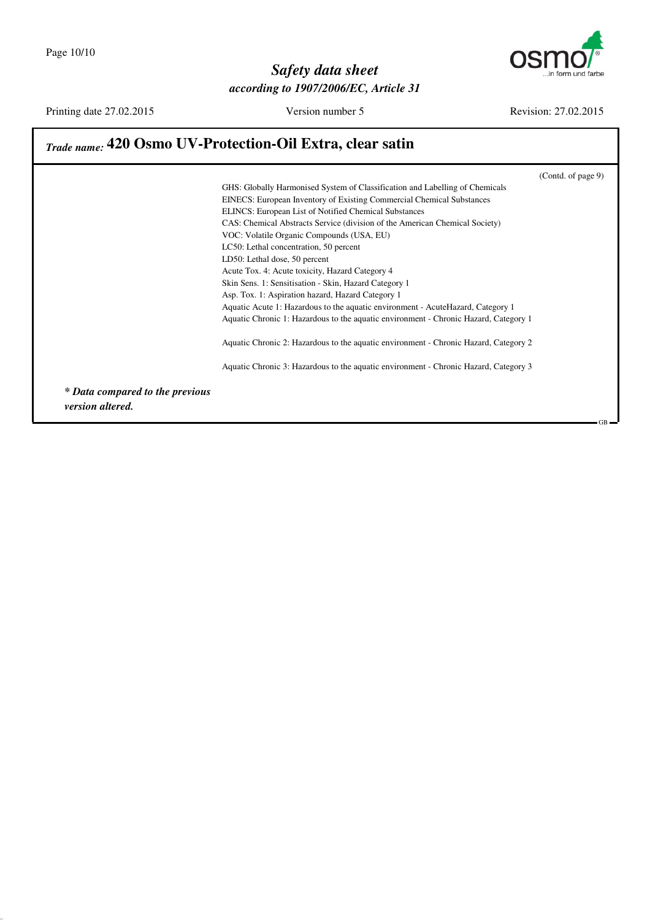## Trade name: 420 Osmo UV-Protection-Oil Extra, clear satin

(Contd. of page 9)

GHS: Globally Harmonised System of Classification and Labelling of Chemicals
EINECS: European Inventory of Existing Commercial Chemical Substances
ELINCS: European List of Notified Chemical Substances
CAS: Chemical Abstracts Service (division of the American Chemical Society)
VOC: Volatile Organic Compounds (USA, EU)
LC50: Lethal concentration, 50 percent
LD50: Lethal dose, 50 percent
Acute Tox. 4: Acute toxicity, Hazard Category 4
Skin Sens. 1: Sensitisation - Skin, Hazard Category 1
Asp. Tox. 1: Aspiration hazard, Hazard Category 1
Aquatic Acute 1: Hazardous to the aquatic environment - AcuteHazard, Category 1
Aquatic Chronic 1: Hazardous to the aquatic environment - Chronic Hazard, Category 1

Aquatic Chronic 2: Hazardous to the aquatic environment - Chronic Hazard, Category 2

Aquatic Chronic 3: Hazardous to the aquatic environment - Chronic Hazard, Category 3

***\* Data compared to the previous version altered.***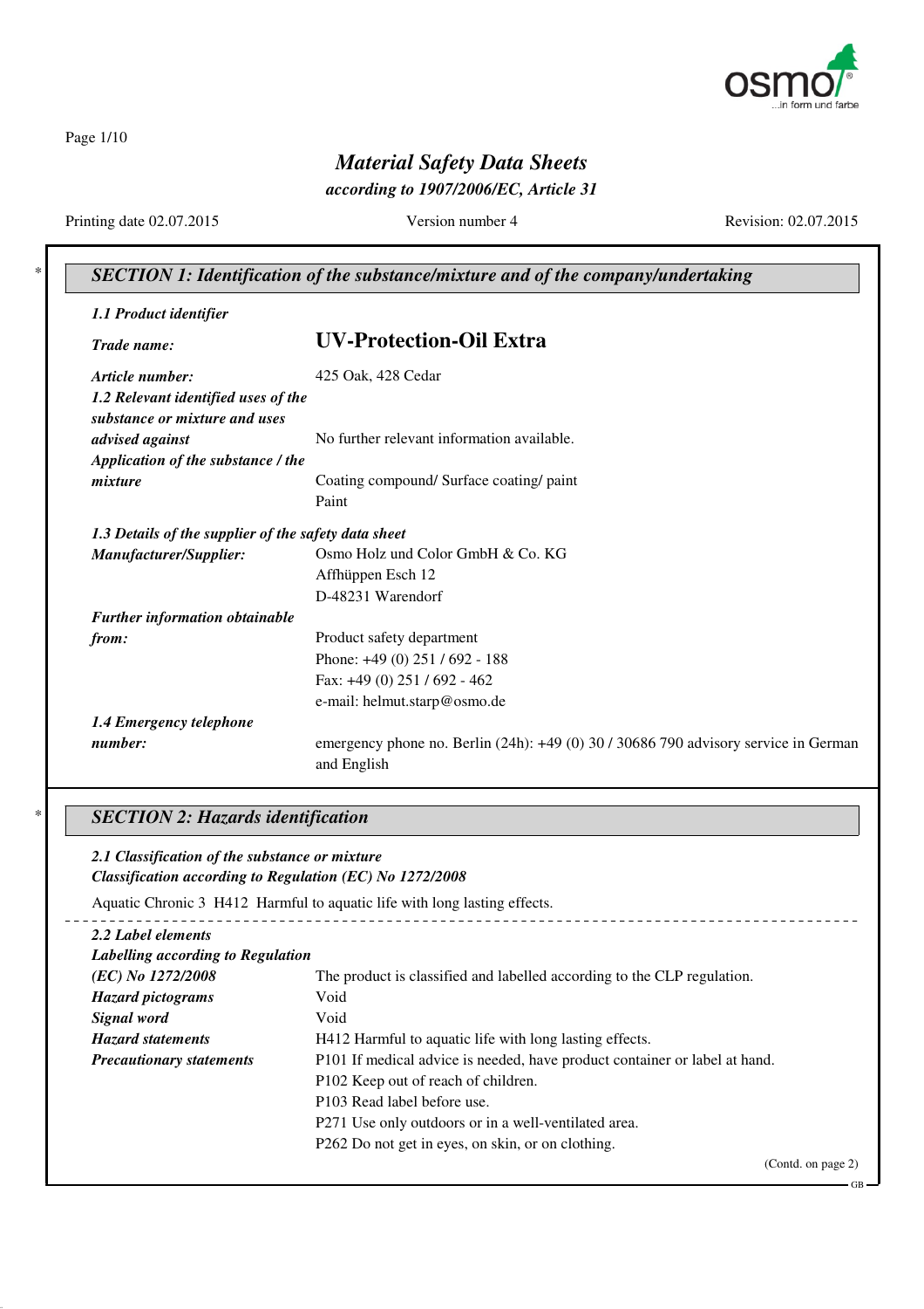# Material Safety Data Sheets

*according to 1907/2006/EC, Article 31*

Printing date 02.07.2015 | Version number 4 | Revision: 02.07.2015

## SECTION 1: Identification of the substance/mixture and of the company/undertaking

***1.1 Product identifier***

***Trade name:*** **UV-Protection-Oil Extra**

***Article number:*** 425 Oak, 428 Cedar

***1.2 Relevant identified uses of the substance or mixture and uses advised against*** No further relevant information available.

***Application of the substance / the mixture*** Coating compound/ Surface coating/ paint
Paint

***1.3 Details of the supplier of the safety data sheet***

***Manufacturer/Supplier:***
Osmo Holz und Color GmbH & Co. KG
Affhüppen Esch 12
D-48231 Warendorf

***Further information obtainable from:***
Product safety department
Phone: +49 (0) 251 / 692 - 188
Fax: +49 (0) 251 / 692 - 462
e-mail: helmut.starp@osmo.de

***1.4 Emergency telephone number:*** emergency phone no. Berlin (24h): +49 (0) 30 / 30686 790 advisory service in German and English

## SECTION 2: Hazards identification

***2.1 Classification of the substance or mixture***
***Classification according to Regulation (EC) No 1272/2008***

Aquatic Chronic 3 H412 Harmful to aquatic life with long lasting effects.

***2.2 Label elements***

***Labelling according to Regulation (EC) No 1272/2008*** The product is classified and labelled according to the CLP regulation.

***Hazard pictograms*** Void

***Signal word*** Void

***Hazard statements*** H412 Harmful to aquatic life with long lasting effects.

***Precautionary statements***
P101 If medical advice is needed, have product container or label at hand.
P102 Keep out of reach of children.
P103 Read label before use.
P271 Use only outdoors or in a well-ventilated area.
P262 Do not get in eyes, on skin, or on clothing.

(Contd. on page 2)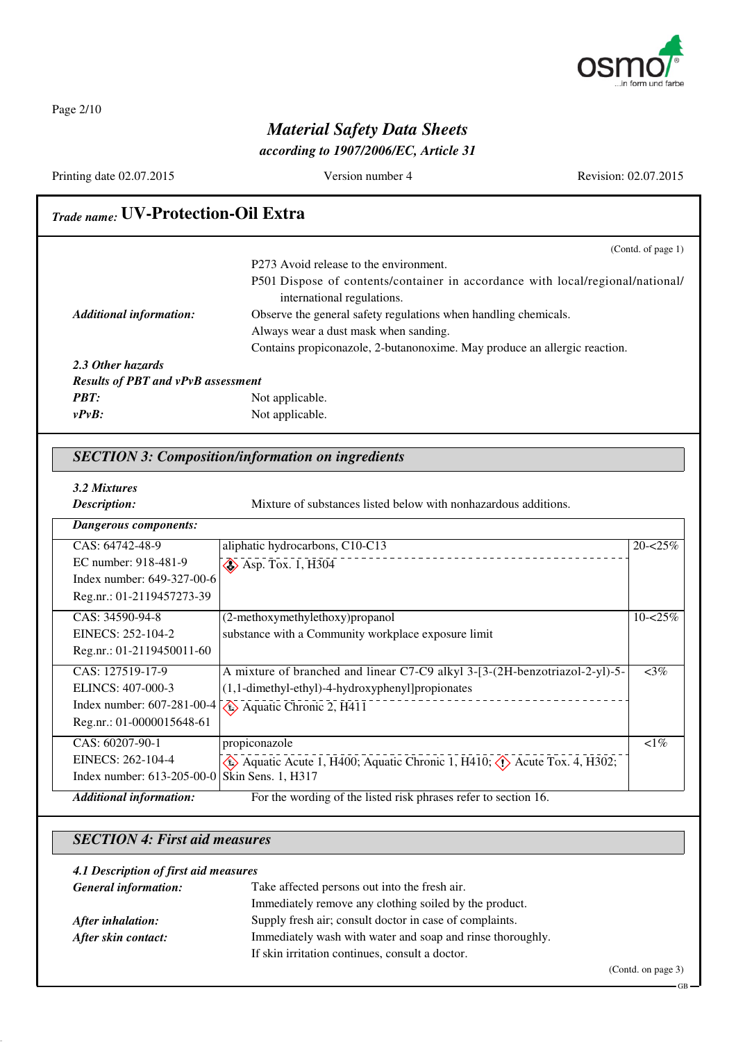## Trade name: UV-Protection-Oil Extra

(Contd. of page 1)

P273 Avoid release to the environment.

P501 Dispose of contents/container in accordance with local/regional/national/international regulations.

***Additional information:*** Observe the general safety regulations when handling chemicals.
Always wear a dust mask when sanding.
Contains propiconazole, 2-butanonoxime. May produce an allergic reaction.

***2.3 Other hazards***

***Results of PBT and vPvB assessment***

***PBT:*** Not applicable.

***vPvB:*** Not applicable.

## SECTION 3: Composition/information on ingredients

***3.2 Mixtures***

***Description:*** Mixture of substances listed below with nonhazardous additions.

| ***Dangerous components:*** | | |
|---|---|---|
| CAS: 64742-48-9<br>EC number: 918-481-9<br>Index number: 649-327-00-6<br>Reg.nr.: 01-2119457273-39 | aliphatic hydrocarbons, C10-C13<br>Asp. Tox. 1, H304 | 20-<25% |
| CAS: 34590-94-8<br>EINECS: 252-104-2<br>Reg.nr.: 01-2119450011-60 | (2-methoxymethylethoxy)propanol<br>substance with a Community workplace exposure limit | 10-<25% |
| CAS: 127519-17-9<br>ELINCS: 407-000-3<br>Index number: 607-281-00-4<br>Reg.nr.: 01-0000015648-61 | A mixture of branched and linear C7-C9 alkyl 3-[3-(2H-benzotriazol-2-yl)-5-(1,1-dimethyl-ethyl)-4-hydroxyphenyl]propionates<br>Aquatic Chronic 2, H411 | <3% |
| CAS: 60207-90-1<br>EINECS: 262-104-4<br>Index number: 613-205-00-0 | propiconazole<br>Aquatic Acute 1, H400; Aquatic Chronic 1, H410; Acute Tox. 4, H302; Skin Sens. 1, H317 | <1% |

***Additional information:*** For the wording of the listed risk phrases refer to section 16.

## SECTION 4: First aid measures

***4.1 Description of first aid measures***

***General information:*** Take affected persons out into the fresh air.
Immediately remove any clothing soiled by the product.

***After inhalation:*** Supply fresh air; consult doctor in case of complaints.

***After skin contact:*** Immediately wash with water and soap and rinse thoroughly.
If skin irritation continues, consult a doctor.

(Contd. on page 3)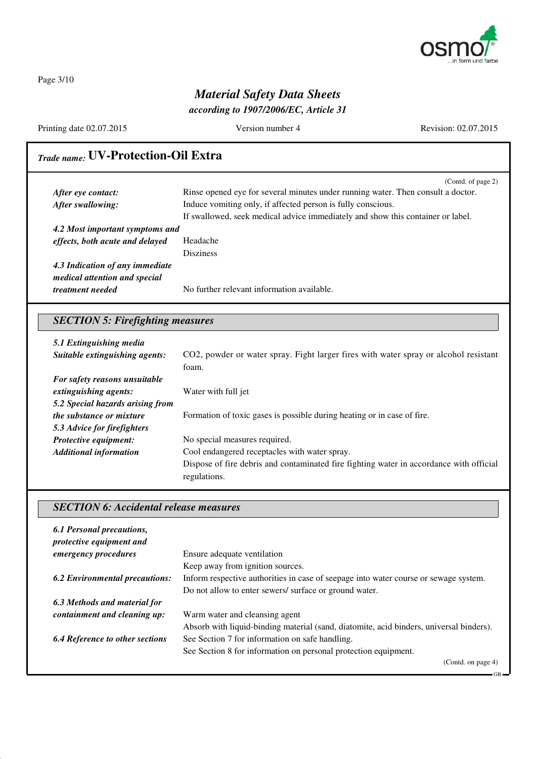# Material Safety Data Sheets

*according to 1907/2006/EC, Article 31*

Printing date 02.07.2015 | Version number 4 | Revision: 02.07.2015

**Trade name: UV-Protection-Oil Extra**

(Contd. of page 2)

- ***After eye contact:*** Rinse opened eye for several minutes under running water. Then consult a doctor.
- ***After swallowing:*** Induce vomiting only, if affected person is fully conscious.
  If swallowed, seek medical advice immediately and show this container or label.
- ***4.2 Most important symptoms and effects, both acute and delayed***
  Headache
  Disziness
- ***4.3 Indication of any immediate medical attention and special treatment needed*** No further relevant information available.

## SECTION 5: Firefighting measures

- ***5.1 Extinguishing media***
- ***Suitable extinguishing agents:*** $CO_2$, powder or water spray. Fight larger fires with water spray or alcohol resistant foam.
- ***For safety reasons unsuitable extinguishing agents:*** Water with full jet
- ***5.2 Special hazards arising from the substance or mixture*** Formation of toxic gases is possible during heating or in case of fire.
- ***5.3 Advice for firefighters***
- ***Protective equipment:*** No special measures required.
- ***Additional information*** Cool endangered receptacles with water spray.
  Dispose of fire debris and contaminated fire fighting water in accordance with official regulations.

## SECTION 6: Accidental release measures

- ***6.1 Personal precautions, protective equipment and emergency procedures*** Ensure adequate ventilation
  Keep away from ignition sources.
- ***6.2 Environmental precautions:*** Inform respective authorities in case of seepage into water course or sewage system.
  Do not allow to enter sewers/ surface or ground water.
- ***6.3 Methods and material for containment and cleaning up:*** Warm water and cleansing agent
  Absorb with liquid-binding material (sand, diatomite, acid binders, universal binders).
- ***6.4 Reference to other sections*** See Section 7 for information on safe handling.
  See Section 8 for information on personal protection equipment.

(Contd. on page 4)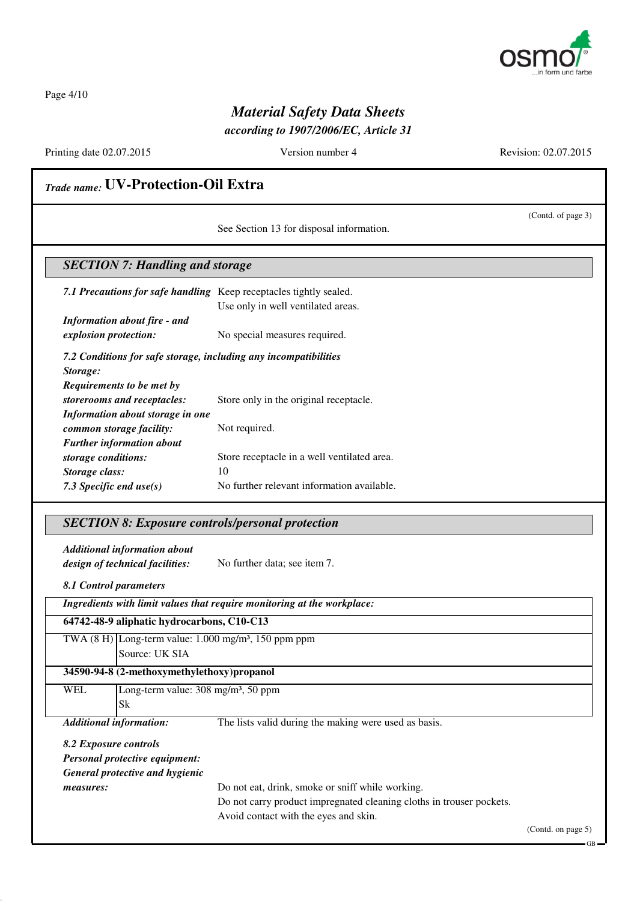## Trade name: UV-Protection-Oil Extra

(Contd. of page 3)

See Section 13 for disposal information.

### SECTION 7: Handling and storage

***7.1 Precautions for safe handling*** Keep receptacles tightly sealed.
Use only in well ventilated areas.

***Information about fire - and explosion protection:*** No special measures required.

***7.2 Conditions for safe storage, including any incompatibilities***

***Storage:***

***Requirements to be met by storerooms and receptacles:*** Store only in the original receptacle.

***Information about storage in one common storage facility:*** Not required.

***Further information about storage conditions:*** Store receptacle in a well ventilated area.

***Storage class:*** 10

***7.3 Specific end use(s)*** No further relevant information available.

### SECTION 8: Exposure controls/personal protection

***Additional information about design of technical facilities:*** No further data; see item 7.

***8.1 Control parameters***

| *Ingredients with limit values that require monitoring at the workplace:* | |
|---|---|
| **64742-48-9 aliphatic hydrocarbons, C10-C13** | |
| TWA (8 H) | Long-term value: 1.000 mg/m³, 150 ppm ppm<br>Source: UK SIA |
| **34590-94-8 (2-methoxymethylethoxy)propanol** | |
| WEL | Long-term value: 308 mg/m³, 50 ppm<br>Sk |

***Additional information:*** The lists valid during the making were used as basis.

***8.2 Exposure controls***

***Personal protective equipment:***

***General protective and hygienic measures:***
Do not eat, drink, smoke or sniff while working.
Do not carry product impregnated cleaning cloths in trouser pockets.
Avoid contact with the eyes and skin.

(Contd. on page 5)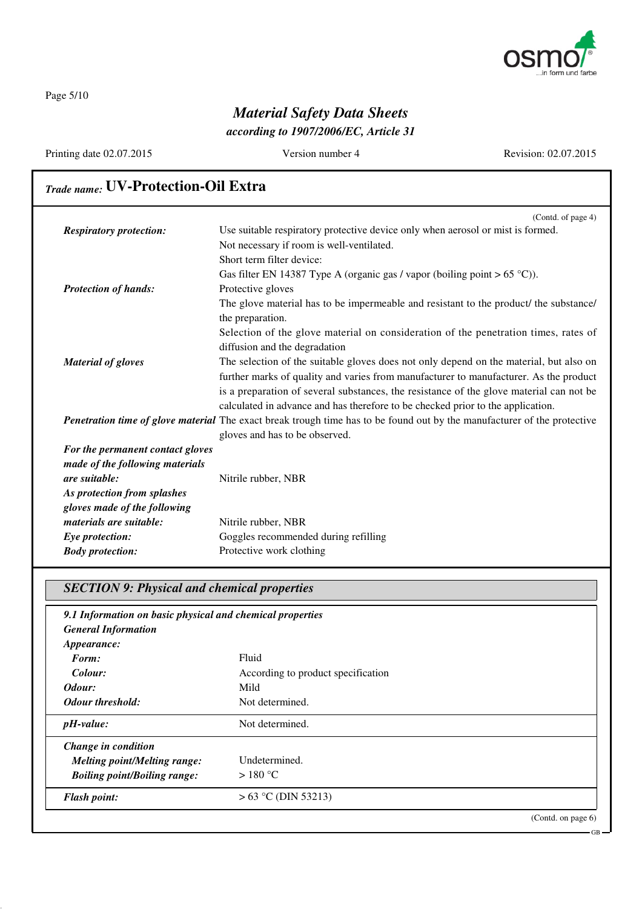Trade name: **UV-Protection-Oil Extra**

(Contd. of page 4)

| | |
|---|---|
| ***Respiratory protection:*** | Use suitable respiratory protective device only when aerosol or mist is formed.<br>Not necessary if room is well-ventilated.<br>Short term filter device:<br>Gas filter EN 14387 Type A (organic gas / vapor (boiling point > 65 °C)). |
| ***Protection of hands:*** | Protective gloves<br>The glove material has to be impermeable and resistant to the product/ the substance/ the preparation.<br>Selection of the glove material on consideration of the penetration times, rates of diffusion and the degradation |
| ***Material of gloves*** | The selection of the suitable gloves does not only depend on the material, but also on further marks of quality and varies from manufacturer to manufacturer. As the product is a preparation of several substances, the resistance of the glove material can not be calculated in advance and has therefore to be checked prior to the application. |
| ***Penetration time of glove material*** | The exact break trough time has to be found out by the manufacturer of the protective gloves and has to be observed. |
| ***For the permanent contact gloves made of the following materials are suitable:*** | Nitrile rubber, NBR |
| ***As protection from splashes gloves made of the following materials are suitable:*** | Nitrile rubber, NBR |
| ***Eye protection:*** | Goggles recommended during refilling |
| ***Body protection:*** | Protective work clothing |

## *SECTION 9: Physical and chemical properties*

***9.1 Information on basic physical and chemical properties***

***General Information***

| | |
|---|---|
| ***Appearance:*** | |
| ***Form:*** | Fluid |
| ***Colour:*** | According to product specification |
| ***Odour:*** | Mild |
| ***Odour threshold:*** | Not determined. |
| ***pH-value:*** | Not determined. |
| ***Change in condition*** | |
| ***Melting point/Melting range:*** | Undetermined. |
| ***Boiling point/Boiling range:*** | > 180 °C |
| ***Flash point:*** | > 63 °C (DIN 53213) |

(Contd. on page 6)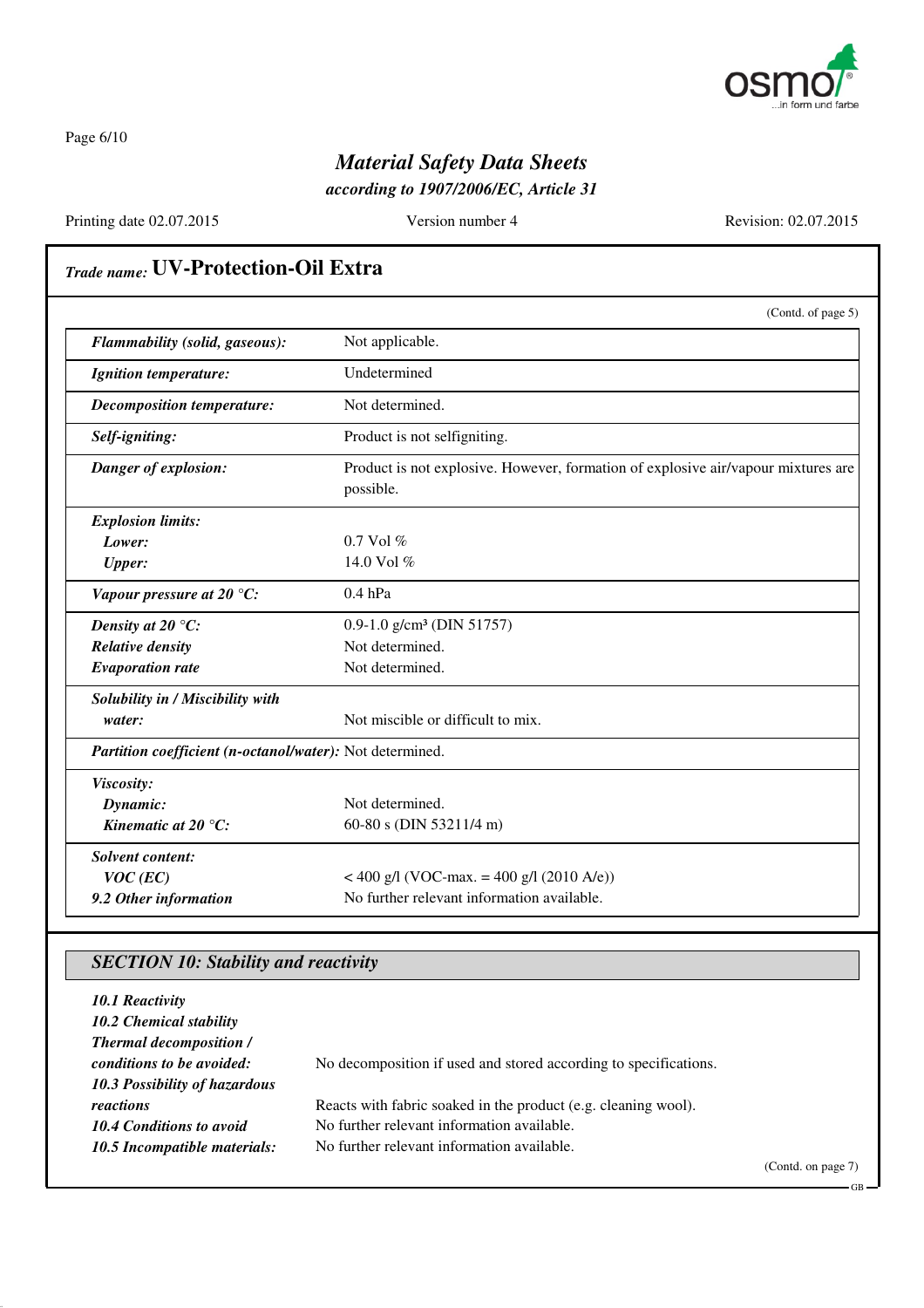# Material Safety Data Sheets

*according to 1907/2006/EC, Article 31*

Printing date 02.07.2015 | Version number 4 | Revision: 02.07.2015

*Trade name:* **UV-Protection-Oil Extra**

(Contd. of page 5)

| | |
|---|---|
| ***Flammability (solid, gaseous):*** | Not applicable. |
| ***Ignition temperature:*** | Undetermined |
| ***Decomposition temperature:*** | Not determined. |
| ***Self-igniting:*** | Product is not selfigniting. |
| ***Danger of explosion:*** | Product is not explosive. However, formation of explosive air/vapour mixtures are possible. |
| ***Explosion limits:*** | |
| ***Lower:*** | 0.7 Vol % |
| ***Upper:*** | 14.0 Vol % |
| ***Vapour pressure at 20 °C:*** | 0.4 hPa |
| ***Density at 20 °C:*** | 0.9-1.0 g/cm³ (DIN 51757) |
| ***Relative density*** | Not determined. |
| ***Evaporation rate*** | Not determined. |
| ***Solubility in / Miscibility with water:*** | Not miscible or difficult to mix. |
| ***Partition coefficient (n-octanol/water):*** | Not determined. |
| ***Viscosity:*** | |
| ***Dynamic:*** | Not determined. |
| ***Kinematic at 20 °C:*** | 60-80 s (DIN 53211/4 m) |
| ***Solvent content:*** | |
| ***VOC (EC)*** | < 400 g/l (VOC-max. = 400 g/l (2010 A/e)) |
| ***9.2 Other information*** | No further relevant information available. |

## *SECTION 10: Stability and reactivity*

***10.1 Reactivity***

***10.2 Chemical stability***

***Thermal decomposition / conditions to be avoided:*** No decomposition if used and stored according to specifications.

***10.3 Possibility of hazardous reactions*** Reacts with fabric soaked in the product (e.g. cleaning wool).

***10.4 Conditions to avoid*** No further relevant information available.

***10.5 Incompatible materials:*** No further relevant information available.

(Contd. on page 7)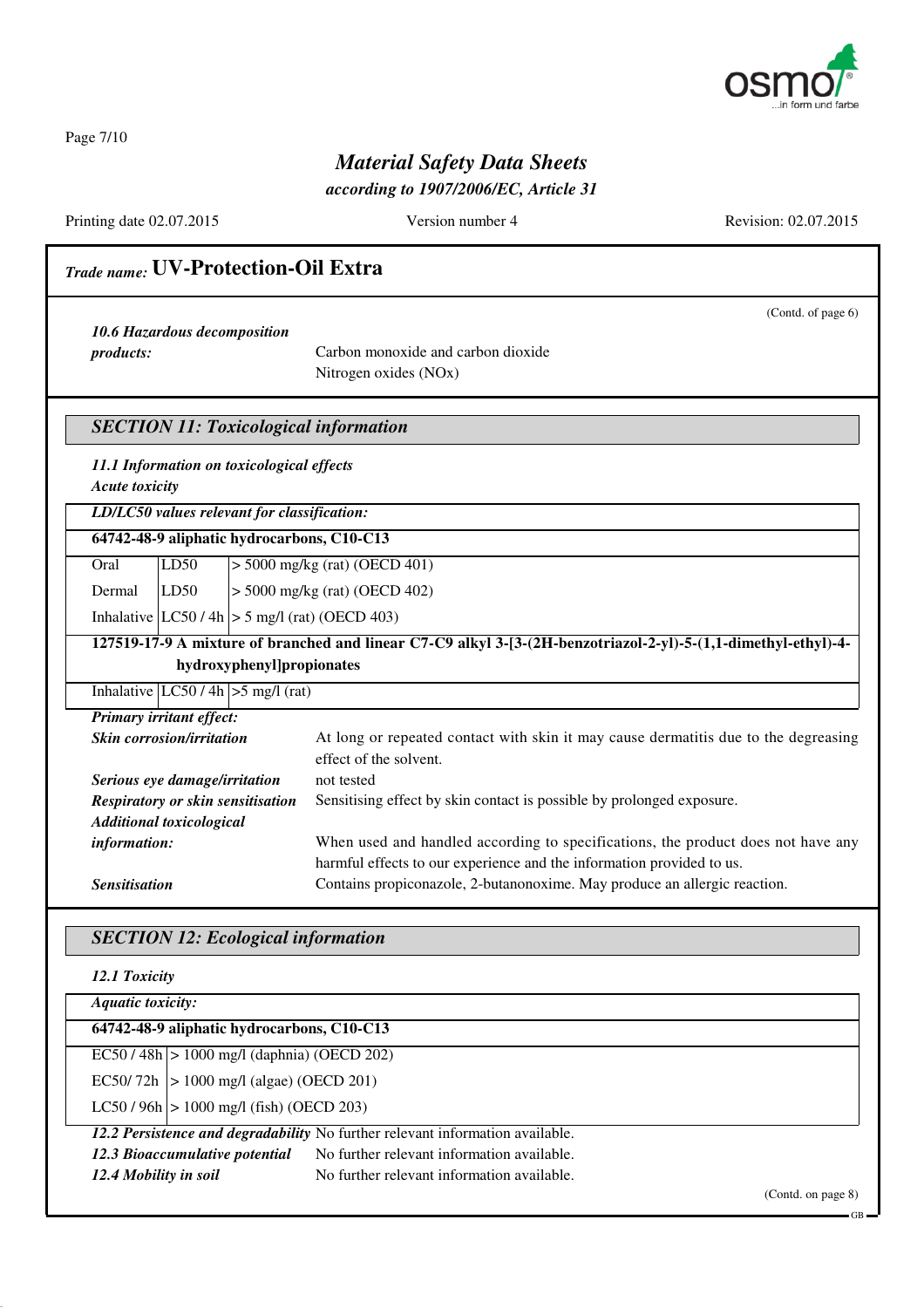# Material Safety Data Sheets

*according to 1907/2006/EC, Article 31*

Printing date 02.07.2015 | Version number 4 | Revision: 02.07.2015

## *Trade name:* UV-Protection-Oil Extra

(Contd. of page 6)

***10.6 Hazardous decomposition products:*** Carbon monoxide and carbon dioxide
Nitrogen oxides (NOx)

## *SECTION 11: Toxicological information*

***11.1 Information on toxicological effects***

***Acute toxicity***

***LD/LC50 values relevant for classification:***

| **64742-48-9 aliphatic hydrocarbons, C10-C13** | | |
|---|---|---|
| Oral | LD50 | > 5000 mg/kg (rat) (OECD 401) |
| Dermal | LD50 | > 5000 mg/kg (rat) (OECD 402) |
| Inhalative | LC50 / 4h | > 5 mg/l (rat) (OECD 403) |
| **127519-17-9 A mixture of branched and linear C7-C9 alkyl 3-[3-(2H-benzotriazol-2-yl)-5-(1,1-dimethyl-ethyl)-4-hydroxyphenyl]propionates** | | |
| Inhalative | LC50 / 4h | >5 mg/l (rat) |

***Primary irritant effect:***

***Skin corrosion/irritation*** At long or repeated contact with skin it may cause dermatitis due to the degreasing effect of the solvent.

***Serious eye damage/irritation*** not tested

***Respiratory or skin sensitisation*** Sensitising effect by skin contact is possible by prolonged exposure.

***Additional toxicological information:*** When used and handled according to specifications, the product does not have any harmful effects to our experience and the information provided to us.

***Sensitisation*** Contains propiconazole, 2-butanonoxime. May produce an allergic reaction.

## *SECTION 12: Ecological information*

***12.1 Toxicity***

***Aquatic toxicity:***

| **64742-48-9 aliphatic hydrocarbons, C10-C13** | |
|---|---|
| EC50 / 48h | > 1000 mg/l (daphnia) (OECD 202) |
| EC50/ 72h | > 1000 mg/l (algae) (OECD 201) |
| LC50 / 96h | > 1000 mg/l (fish) (OECD 203) |

***12.2 Persistence and degradability*** No further relevant information available.

***12.3 Bioaccumulative potential*** No further relevant information available.

***12.4 Mobility in soil*** No further relevant information available.

(Contd. on page 8)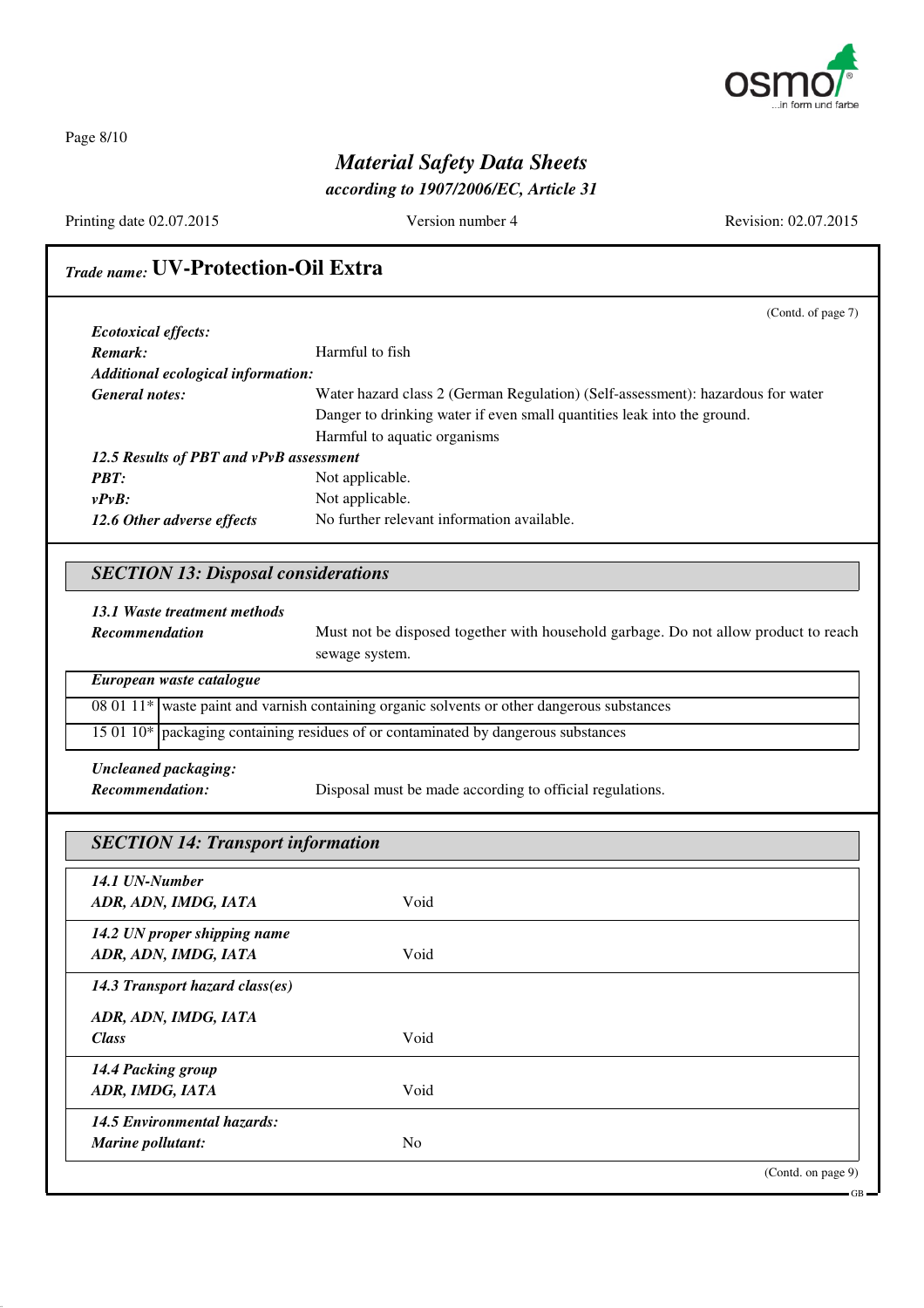*Trade name:* **UV-Protection-Oil Extra**

(Contd. of page 7)

***Ecotoxical effects:***

***Remark:*** Harmful to fish

***Additional ecological information:***

***General notes:*** Water hazard class 2 (German Regulation) (Self-assessment): hazardous for water
Danger to drinking water if even small quantities leak into the ground.
Harmful to aquatic organisms

***12.5 Results of PBT and vPvB assessment***

***PBT:*** Not applicable.

***vPvB:*** Not applicable.

***12.6 Other adverse effects*** No further relevant information available.

## *SECTION 13: Disposal considerations*

***13.1 Waste treatment methods***

***Recommendation*** Must not be disposed together with household garbage. Do not allow product to reach sewage system.

| *European waste catalogue* | |
|---|---|
| 08 01 11* | waste paint and varnish containing organic solvents or other dangerous substances |
| 15 01 10* | packaging containing residues of or contaminated by dangerous substances |

***Uncleaned packaging:***

***Recommendation:*** Disposal must be made according to official regulations.

## *SECTION 14: Transport information*

| | |
|---|---|
| ***14.1 UN-Number*** | |
| ***ADR, ADN, IMDG, IATA*** | Void |
| ***14.2 UN proper shipping name*** | |
| ***ADR, ADN, IMDG, IATA*** | Void |
| ***14.3 Transport hazard class(es)*** | |
| ***ADR, ADN, IMDG, IATA*** | |
| ***Class*** | Void |
| ***14.4 Packing group*** | |
| ***ADR, IMDG, IATA*** | Void |
| ***14.5 Environmental hazards:*** | |
| ***Marine pollutant:*** | No |

(Contd. on page 9)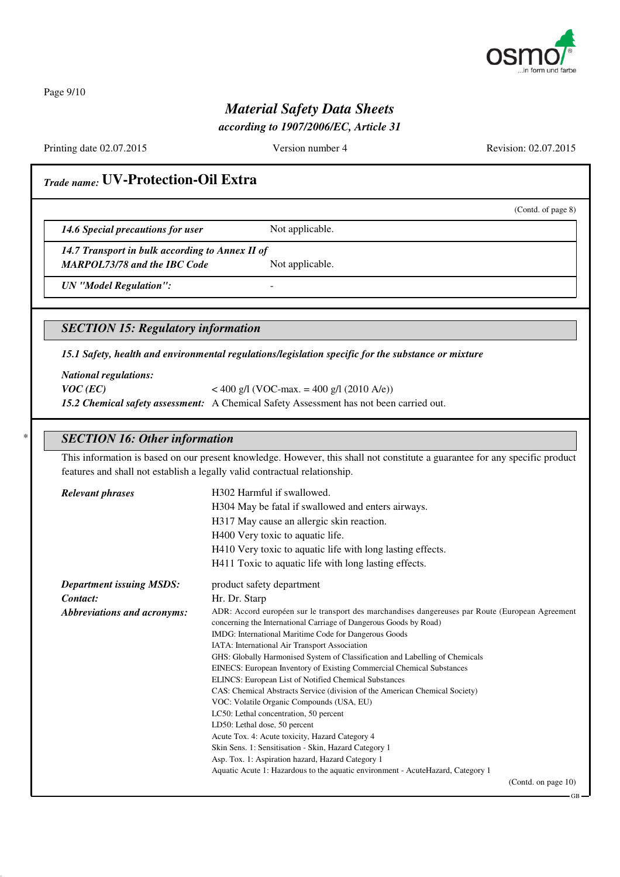## Trade name: UV-Protection-Oil Extra

(Contd. of page 8)

| | |
|---|---|
| *14.6 Special precautions for user* | Not applicable. |
| *14.7 Transport in bulk according to Annex II of MARPOL73/78 and the IBC Code* | Not applicable. |
| *UN "Model Regulation":* | - |

## SECTION 15: Regulatory information

***15.1 Safety, health and environmental regulations/legislation specific for the substance or mixture***

***National regulations:***

***VOC (EC)*** < 400 g/l (VOC-max. = 400 g/l (2010 A/e))

***15.2 Chemical safety assessment:*** A Chemical Safety Assessment has not been carried out.

## SECTION 16: Other information

This information is based on our present knowledge. However, this shall not constitute a guarantee for any specific product features and shall not establish a legally valid contractual relationship.

***Relevant phrases***

H302 Harmful if swallowed.
H304 May be fatal if swallowed and enters airways.
H317 May cause an allergic skin reaction.
H400 Very toxic to aquatic life.
H410 Very toxic to aquatic life with long lasting effects.
H411 Toxic to aquatic life with long lasting effects.

***Department issuing MSDS:*** product safety department

***Contact:*** Hr. Dr. Starp

***Abbreviations and acronyms:***

ADR: Accord européen sur le transport des marchandises dangereuses par Route (European Agreement concerning the International Carriage of Dangerous Goods by Road)
IMDG: International Maritime Code for Dangerous Goods
IATA: International Air Transport Association
GHS: Globally Harmonised System of Classification and Labelling of Chemicals
EINECS: European Inventory of Existing Commercial Chemical Substances
ELINCS: European List of Notified Chemical Substances
CAS: Chemical Abstracts Service (division of the American Chemical Society)
VOC: Volatile Organic Compounds (USA, EU)
LC50: Lethal concentration, 50 percent
LD50: Lethal dose, 50 percent
Acute Tox. 4: Acute toxicity, Hazard Category 4
Skin Sens. 1: Sensitisation - Skin, Hazard Category 1
Asp. Tox. 1: Aspiration hazard, Hazard Category 1
Aquatic Acute 1: Hazardous to the aquatic environment - AcuteHazard, Category 1

(Contd. on page 10)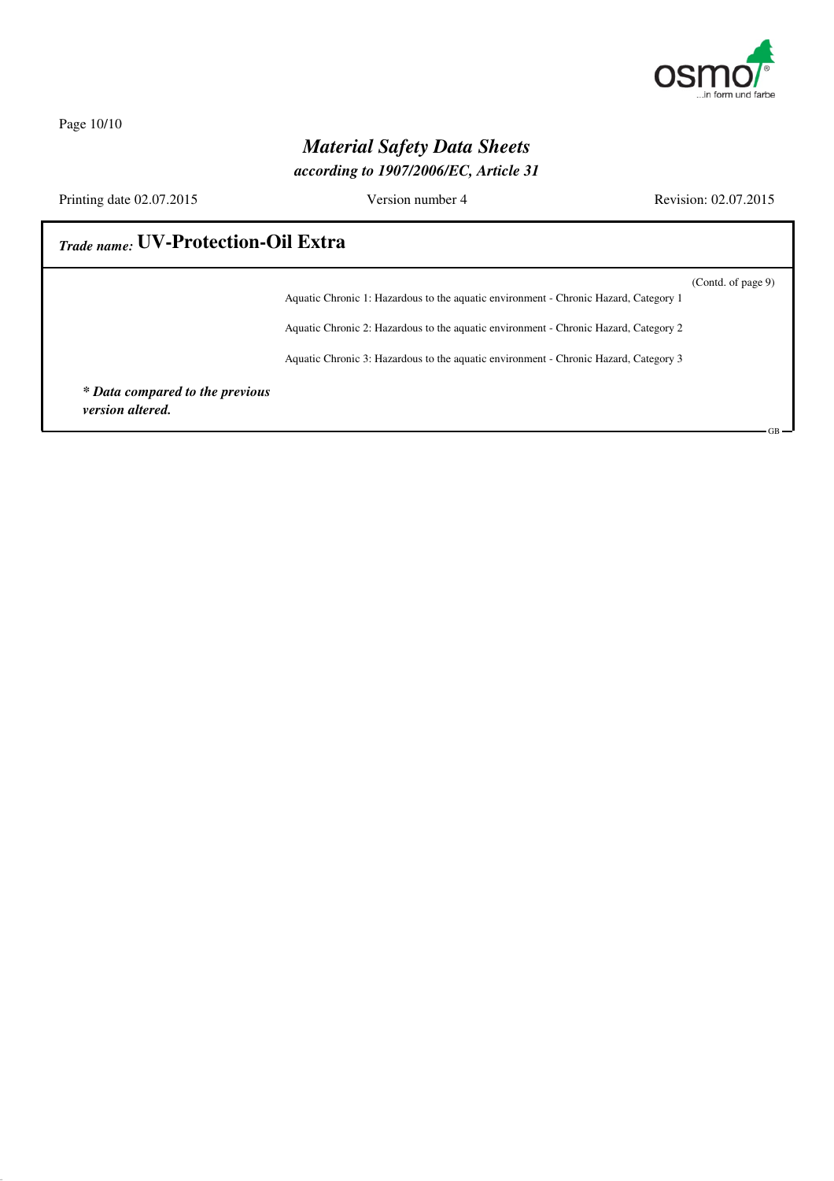# Material Safety Data Sheets

***according to 1907/2006/EC, Article 31***

Printing date 02.07.2015 Version number 4 Revision: 02.07.2015

## *Trade name:* UV-Protection-Oil Extra

(Contd. of page 9)

Aquatic Chronic 1: Hazardous to the aquatic environment - Chronic Hazard, Category 1

Aquatic Chronic 2: Hazardous to the aquatic environment - Chronic Hazard, Category 2

Aquatic Chronic 3: Hazardous to the aquatic environment - Chronic Hazard, Category 3

***\* Data compared to the previous version altered.***

GB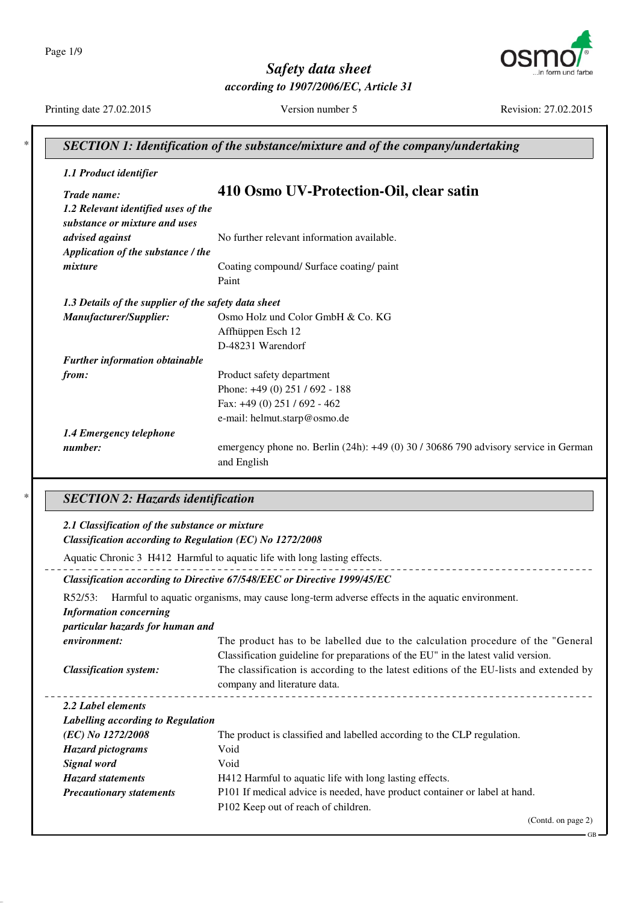# Safety data sheet

*according to 1907/2006/EC, Article 31*

Printing date 27.02.2015 | Version number 5 | Revision: 27.02.2015

## SECTION 1: Identification of the substance/mixture and of the company/undertaking

***1.1 Product identifier***

***Trade name:*** **410 Osmo UV-Protection-Oil, clear satin**

***1.2 Relevant identified uses of the substance or mixture and uses advised against*** No further relevant information available.

***Application of the substance / the mixture*** Coating compound/ Surface coating/ paint
Paint

***1.3 Details of the supplier of the safety data sheet***

***Manufacturer/Supplier:***
Osmo Holz und Color GmbH & Co. KG
Affhüppen Esch 12
D-48231 Warendorf

***Further information obtainable from:***
Product safety department
Phone: +49 (0) 251 / 692 - 188
Fax: +49 (0) 251 / 692 - 462
e-mail: helmut.starp@osmo.de

***1.4 Emergency telephone number:*** emergency phone no. Berlin (24h): +49 (0) 30 / 30686 790 advisory service in German and English

## SECTION 2: Hazards identification

***2.1 Classification of the substance or mixture***

***Classification according to Regulation (EC) No 1272/2008***

Aquatic Chronic 3 H412 Harmful to aquatic life with long lasting effects.

***Classification according to Directive 67/548/EEC or Directive 1999/45/EC***

R52/53: Harmful to aquatic organisms, may cause long-term adverse effects in the aquatic environment.

***Information concerning particular hazards for human and environment:*** The product has to be labelled due to the calculation procedure of the "General Classification guideline for preparations of the EU" in the latest valid version.

***Classification system:*** The classification is according to the latest editions of the EU-lists and extended by company and literature data.

***2.2 Label elements***

***Labelling according to Regulation (EC) No 1272/2008*** The product is classified and labelled according to the CLP regulation.

***Hazard pictograms*** Void

***Signal word*** Void

***Hazard statements*** H412 Harmful to aquatic life with long lasting effects.

***Precautionary statements*** P101 If medical advice is needed, have product container or label at hand.
P102 Keep out of reach of children.

(Contd. on page 2)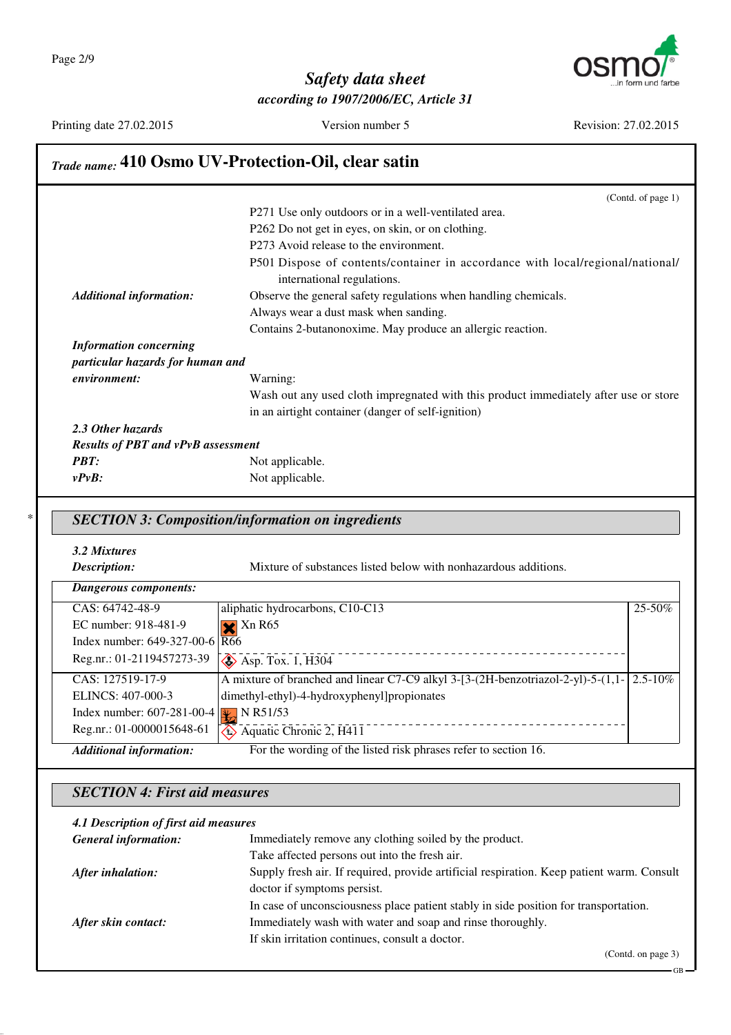## Trade name: 410 Osmo UV-Protection-Oil, clear satin

(Contd. of page 1)

P271 Use only outdoors or in a well-ventilated area.
P262 Do not get in eyes, on skin, or on clothing.
P273 Avoid release to the environment.
P501 Dispose of contents/container in accordance with local/regional/national/international regulations.

***Additional information:*** Observe the general safety regulations when handling chemicals.
Always wear a dust mask when sanding.
Contains 2-butanonoxime. May produce an allergic reaction.

***Information concerning particular hazards for human and environment:*** Warning:
Wash out any used cloth impregnated with this product immediately after use or store in an airtight container (danger of self-ignition)

***2.3 Other hazards***

***Results of PBT and vPvB assessment***

***PBT:*** Not applicable.

***vPvB:*** Not applicable.

## *SECTION 3: Composition/information on ingredients*

***3.2 Mixtures***

***Description:*** Mixture of substances listed below with nonhazardous additions.

***Dangerous components:***

| | | |
|---|---|---|
| CAS: 64742-48-9<br>EC number: 918-481-9<br>Index number: 649-327-00-6<br>Reg.nr.: 01-2119457273-39 | aliphatic hydrocarbons, C10-C13<br>Xn R65<br>R66<br>Asp. Tox. 1, H304 | 25-50% |
| CAS: 127519-17-9<br>ELINCS: 407-000-3<br>Index number: 607-281-00-4<br>Reg.nr.: 01-0000015648-61 | A mixture of branched and linear C7-C9 alkyl 3-[3-(2H-benzotriazol-2-yl)-5-(1,1-dimethyl-ethyl)-4-hydroxyphenyl]propionates<br>N R51/53<br>Aquatic Chronic 2, H411 | 2.5-10% |

***Additional information:*** For the wording of the listed risk phrases refer to section 16.

## *SECTION 4: First aid measures*

***4.1 Description of first aid measures***

***General information:*** Immediately remove any clothing soiled by the product.
Take affected persons out into the fresh air.

***After inhalation:*** Supply fresh air. If required, provide artificial respiration. Keep patient warm. Consult doctor if symptoms persist.
In case of unconsciousness place patient stably in side position for transportation.

***After skin contact:*** Immediately wash with water and soap and rinse thoroughly.
If skin irritation continues, consult a doctor.

(Contd. on page 3)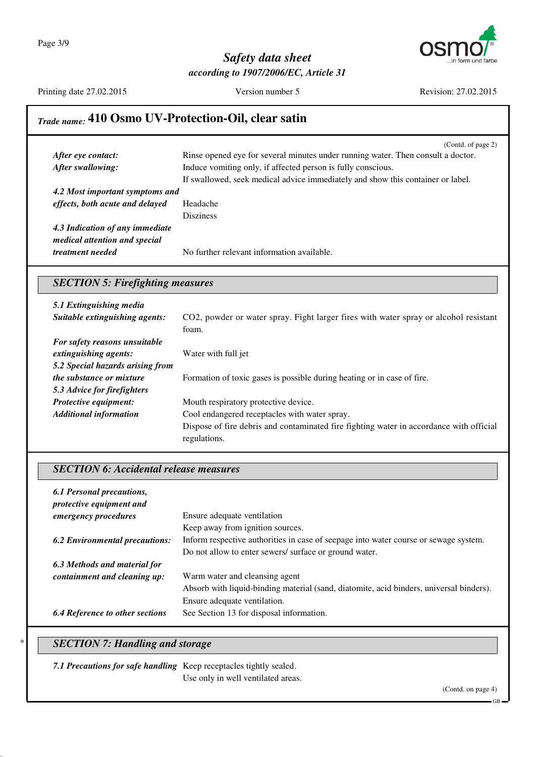## Trade name: 410 Osmo UV-Protection-Oil, clear satin

(Contd. of page 2)

| | |
|---|---|
| ***After eye contact:*** | Rinse opened eye for several minutes under running water. Then consult a doctor. |
| ***After swallowing:*** | Induce vomiting only, if affected person is fully conscious.<br>If swallowed, seek medical advice immediately and show this container or label. |
| ***4.2 Most important symptoms and effects, both acute and delayed*** | Headache<br>Disziness |
| ***4.3 Indication of any immediate medical attention and special treatment needed*** | No further relevant information available. |

### *SECTION 5: Firefighting measures*

| | |
|---|---|
| ***5.1 Extinguishing media*** | |
| ***Suitable extinguishing agents:*** | $CO_2$, powder or water spray. Fight larger fires with water spray or alcohol resistant foam. |
| ***For safety reasons unsuitable extinguishing agents:*** | Water with full jet |
| ***5.2 Special hazards arising from the substance or mixture*** | Formation of toxic gases is possible during heating or in case of fire. |
| ***5.3 Advice for firefighters*** | |
| ***Protective equipment:*** | Mouth respiratory protective device. |
| ***Additional information*** | Cool endangered receptacles with water spray.<br>Dispose of fire debris and contaminated fire fighting water in accordance with official regulations. |

### *SECTION 6: Accidental release measures*

| | |
|---|---|
| ***6.1 Personal precautions, protective equipment and emergency procedures*** | Ensure adequate ventilation<br>Keep away from ignition sources. |
| ***6.2 Environmental precautions:*** | Inform respective authorities in case of seepage into water course or sewage system.<br>Do not allow to enter sewers/ surface or ground water. |
| ***6.3 Methods and material for containment and cleaning up:*** | Warm water and cleansing agent<br>Absorb with liquid-binding material (sand, diatomite, acid binders, universal binders).<br>Ensure adequate ventilation. |
| ***6.4 Reference to other sections*** | See Section 13 for disposal information. |

### * *SECTION 7: Handling and storage*

| | |
|---|---|
| ***7.1 Precautions for safe handling*** | Keep receptacles tightly sealed.<br>Use only in well ventilated areas. |

(Contd. on page 4)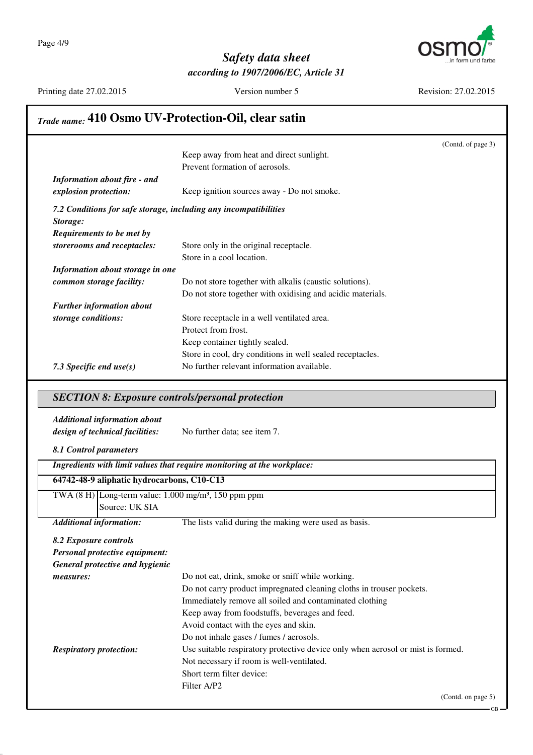## Trade name: 410 Osmo UV-Protection-Oil, clear satin

(Contd. of page 3)

Keep away from heat and direct sunlight.
Prevent formation of aerosols.

***Information about fire - and explosion protection:*** Keep ignition sources away - Do not smoke.

***7.2 Conditions for safe storage, including any incompatibilities***

***Storage:***

***Requirements to be met by storerooms and receptacles:*** Store only in the original receptacle.
Store in a cool location.

***Information about storage in one common storage facility:*** Do not store together with alkalis (caustic solutions).
Do not store together with oxidising and acidic materials.

***Further information about storage conditions:*** Store receptacle in a well ventilated area.
Protect from frost.
Keep container tightly sealed.
Store in cool, dry conditions in well sealed receptacles.

***7.3 Specific end use(s)*** No further relevant information available.

## SECTION 8: Exposure controls/personal protection

***Additional information about design of technical facilities:*** No further data; see item 7.

***8.1 Control parameters***

| ***Ingredients with limit values that require monitoring at the workplace:*** | |
|---|---|
| **64742-48-9 aliphatic hydrocarbons, C10-C13** | |
| TWA (8 H) | Long-term value: 1.000 mg/m³, 150 ppm ppm<br>Source: UK SIA |

***Additional information:*** The lists valid during the making were used as basis.

***8.2 Exposure controls***

***Personal protective equipment:***

***General protective and hygienic measures:***
Do not eat, drink, smoke or sniff while working.
Do not carry product impregnated cleaning cloths in trouser pockets.
Immediately remove all soiled and contaminated clothing
Keep away from foodstuffs, beverages and feed.
Avoid contact with the eyes and skin.
Do not inhale gases / fumes / aerosols.

***Respiratory protection:*** Use suitable respiratory protective device only when aerosol or mist is formed.
Not necessary if room is well-ventilated.
Short term filter device:
Filter A/P2

(Contd. on page 5)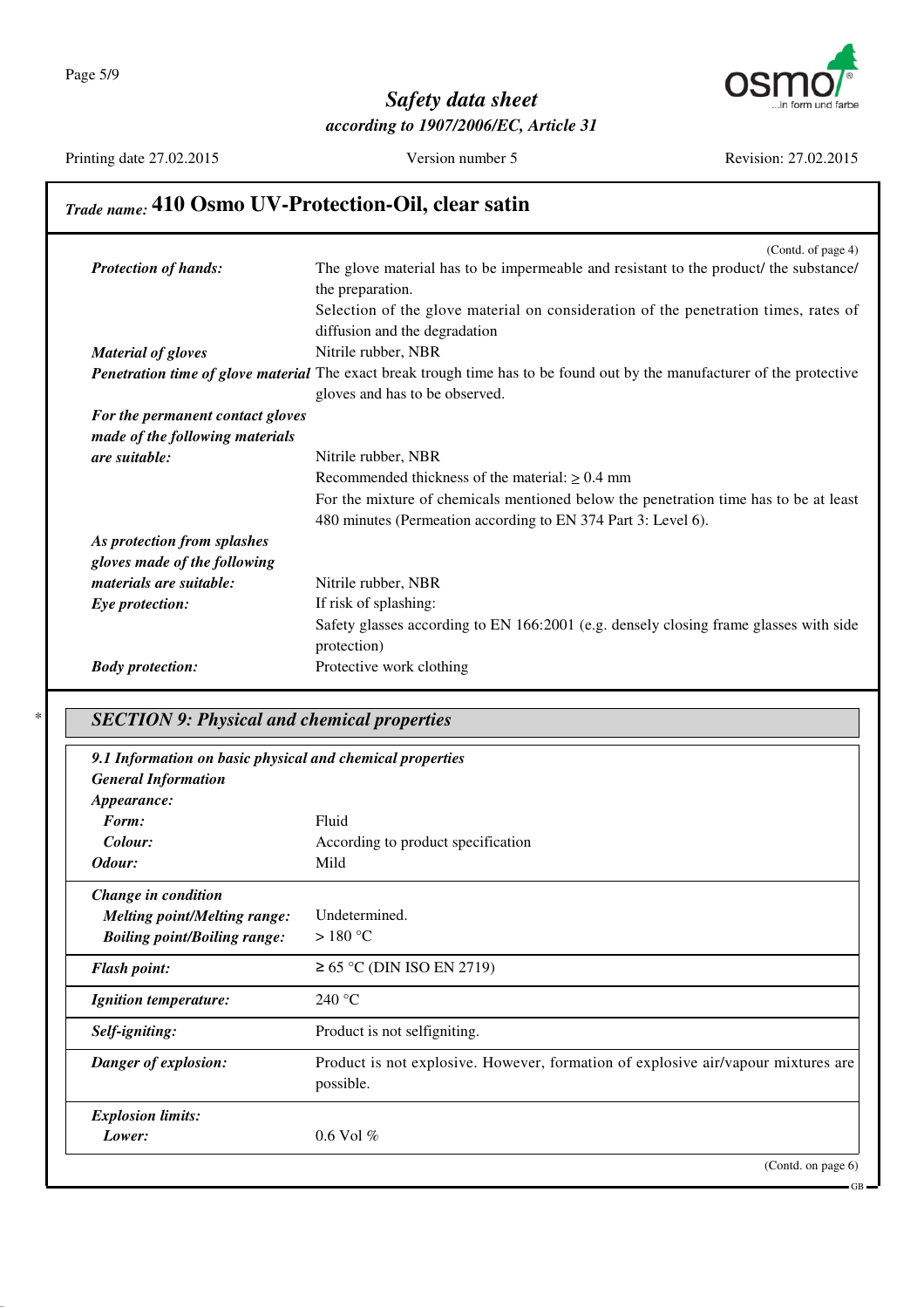**Trade name: 410 Osmo UV-Protection-Oil, clear satin**

(Contd. of page 4)

| | |
|---|---|
| ***Protection of hands:*** | The glove material has to be impermeable and resistant to the product/ the substance/ the preparation.<br>Selection of the glove material on consideration of the penetration times, rates of diffusion and the degradation |
| ***Material of gloves*** | Nitrile rubber, NBR |
| ***Penetration time of glove material*** | The exact break trough time has to be found out by the manufacturer of the protective gloves and has to be observed. |
| ***For the permanent contact gloves made of the following materials are suitable:*** | Nitrile rubber, NBR<br>Recommended thickness of the material: ≥ 0.4 mm<br>For the mixture of chemicals mentioned below the penetration time has to be at least 480 minutes (Permeation according to EN 374 Part 3: Level 6). |
| ***As protection from splashes gloves made of the following materials are suitable:*** | Nitrile rubber, NBR |
| ***Eye protection:*** | If risk of splashing:<br>Safety glasses according to EN 166:2001 (e.g. densely closing frame glasses with side protection) |
| ***Body protection:*** | Protective work clothing |

\*

## *SECTION 9: Physical and chemical properties*

***9.1 Information on basic physical and chemical properties***

***General Information***

| | |
|---|---|
| ***Appearance:*** | |
| ***Form:*** | Fluid |
| ***Colour:*** | According to product specification |
| ***Odour:*** | Mild |
| ***Change in condition*** | |
| ***Melting point/Melting range:*** | Undetermined. |
| ***Boiling point/Boiling range:*** | > 180 °C |
| ***Flash point:*** | ≥ 65 °C (DIN ISO EN 2719) |
| ***Ignition temperature:*** | 240 °C |
| ***Self-igniting:*** | Product is not selfigniting. |
| ***Danger of explosion:*** | Product is not explosive. However, formation of explosive air/vapour mixtures are possible. |
| ***Explosion limits:*** | |
| ***Lower:*** | 0.6 Vol % |

(Contd. on page 6)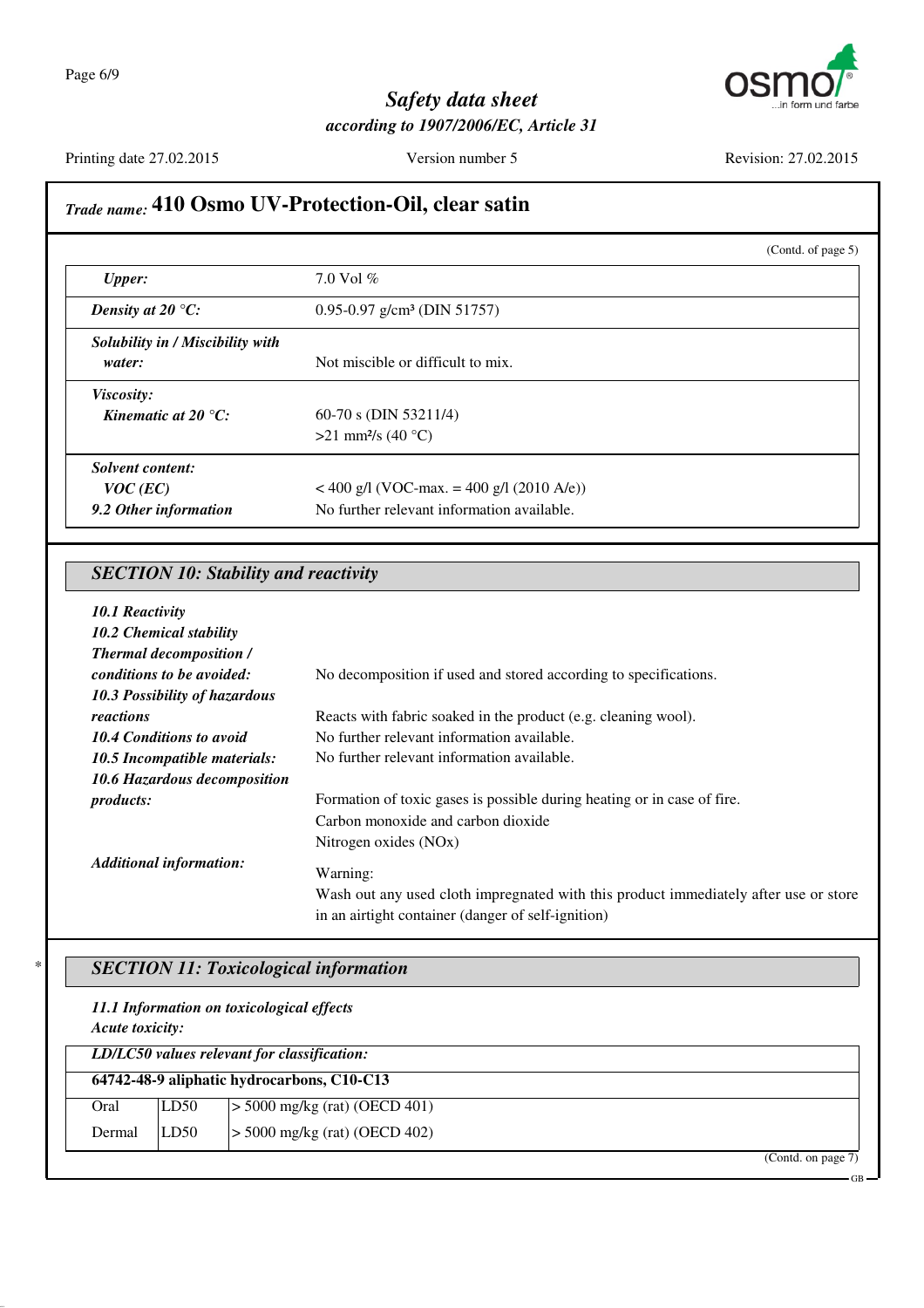## Trade name: 410 Osmo UV-Protection-Oil, clear satin

(Contd. of page 5)

| | |
|---|---|
| ***Upper:*** | 7.0 Vol % |
| ***Density at 20 °C:*** | 0.95-0.97 g/cm³ (DIN 51757) |
| ***Solubility in / Miscibility with water:*** | Not miscible or difficult to mix. |
| ***Viscosity:*** ***Kinematic at 20 °C:*** | 60-70 s (DIN 53211/4) >21 mm²/s (40 °C) |
| ***Solvent content:*** ***VOC (EC)*** | < 400 g/l (VOC-max. = 400 g/l (2010 A/e)) |
| ***9.2 Other information*** | No further relevant information available. |

## SECTION 10: Stability and reactivity

***10.1 Reactivity***

***10.2 Chemical stability***

***Thermal decomposition / conditions to be avoided:*** No decomposition if used and stored according to specifications.

***10.3 Possibility of hazardous reactions*** Reacts with fabric soaked in the product (e.g. cleaning wool).

***10.4 Conditions to avoid*** No further relevant information available.

***10.5 Incompatible materials:*** No further relevant information available.

***10.6 Hazardous decomposition products:*** Formation of toxic gases is possible during heating or in case of fire.
Carbon monoxide and carbon dioxide
Nitrogen oxides (NOx)

***Additional information:*** Warning:
Wash out any used cloth impregnated with this product immediately after use or store in an airtight container (danger of self-ignition)

## SECTION 11: Toxicological information

***11.1 Information on toxicological effects***

***Acute toxicity:***

| ***LD/LC50 values relevant for classification:*** | | |
|---|---|---|
| **64742-48-9 aliphatic hydrocarbons, C10-C13** | | |
| Oral | LD50 | > 5000 mg/kg (rat) (OECD 401) |
| Dermal | LD50 | > 5000 mg/kg (rat) (OECD 402) |

(Contd. on page 7)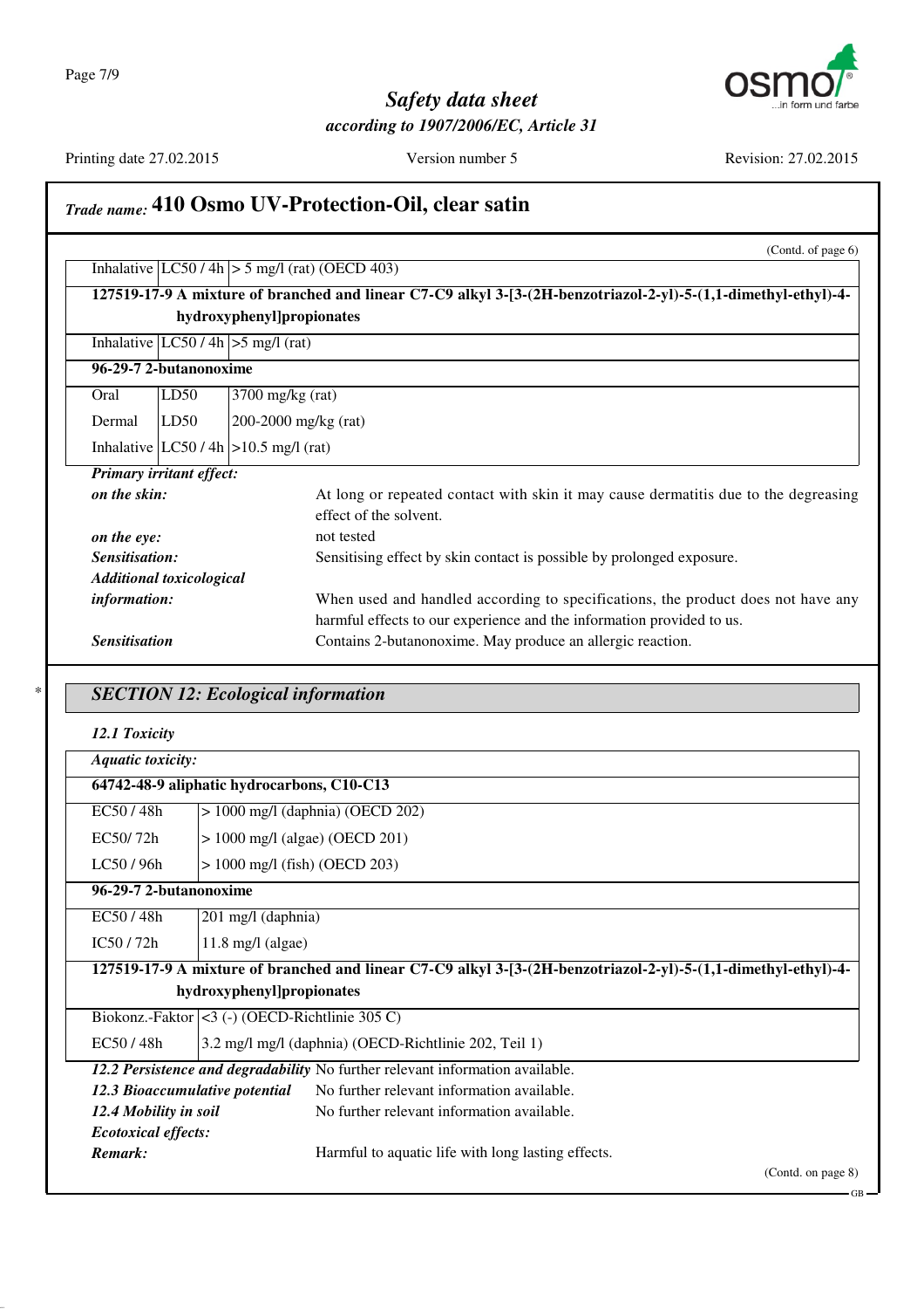## Trade name: 410 Osmo UV-Protection-Oil, clear satin

(Contd. of page 6)

| | | |
|---|---|---|
| Inhalative | LC50 / 4h | > 5 mg/l (rat) (OECD 403) |
| **127519-17-9 A mixture of branched and linear C7-C9 alkyl 3-[3-(2H-benzotriazol-2-yl)-5-(1,1-dimethyl-ethyl)-4-hydroxyphenyl]propionates** | | |
| Inhalative | LC50 / 4h | >5 mg/l (rat) |
| **96-29-7 2-butanonoxime** | | |
| Oral | LD50 | 3700 mg/kg (rat) |
| Dermal | LD50 | 200-2000 mg/kg (rat) |
| Inhalative | LC50 / 4h | >10.5 mg/l (rat) |

***Primary irritant effect:***

***on the skin:*** At long or repeated contact with skin it may cause dermatitis due to the degreasing effect of the solvent.

***on the eye:*** not tested

***Sensitisation:*** Sensitising effect by skin contact is possible by prolonged exposure.

***Additional toxicological information:*** When used and handled according to specifications, the product does not have any harmful effects to our experience and the information provided to us.

***Sensitisation*** Contains 2-butanonoxime. May produce an allergic reaction.

\* 

## *SECTION 12: Ecological information*

***12.1 Toxicity***

| ***Aquatic toxicity:*** | |
|---|---|
| **64742-48-9 aliphatic hydrocarbons, C10-C13** | |
| EC50 / 48h | > 1000 mg/l (daphnia) (OECD 202) |
| EC50/ 72h | > 1000 mg/l (algae) (OECD 201) |
| LC50 / 96h | > 1000 mg/l (fish) (OECD 203) |
| **96-29-7 2-butanonoxime** | |
| EC50 / 48h | 201 mg/l (daphnia) |
| IC50 / 72h | 11.8 mg/l (algae) |
| **127519-17-9 A mixture of branched and linear C7-C9 alkyl 3-[3-(2H-benzotriazol-2-yl)-5-(1,1-dimethyl-ethyl)-4-hydroxyphenyl]propionates** | |
| Biokonz.-Faktor | <3 (-) (OECD-Richtlinie 305 C) |
| EC50 / 48h | 3.2 mg/l mg/l (daphnia) (OECD-Richtlinie 202, Teil 1) |

***12.2 Persistence and degradability*** No further relevant information available.

***12.3 Bioaccumulative potential*** No further relevant information available.

***12.4 Mobility in soil*** No further relevant information available.

***Ecotoxical effects:***

***Remark:*** Harmful to aquatic life with long lasting effects.

(Contd. on page 8)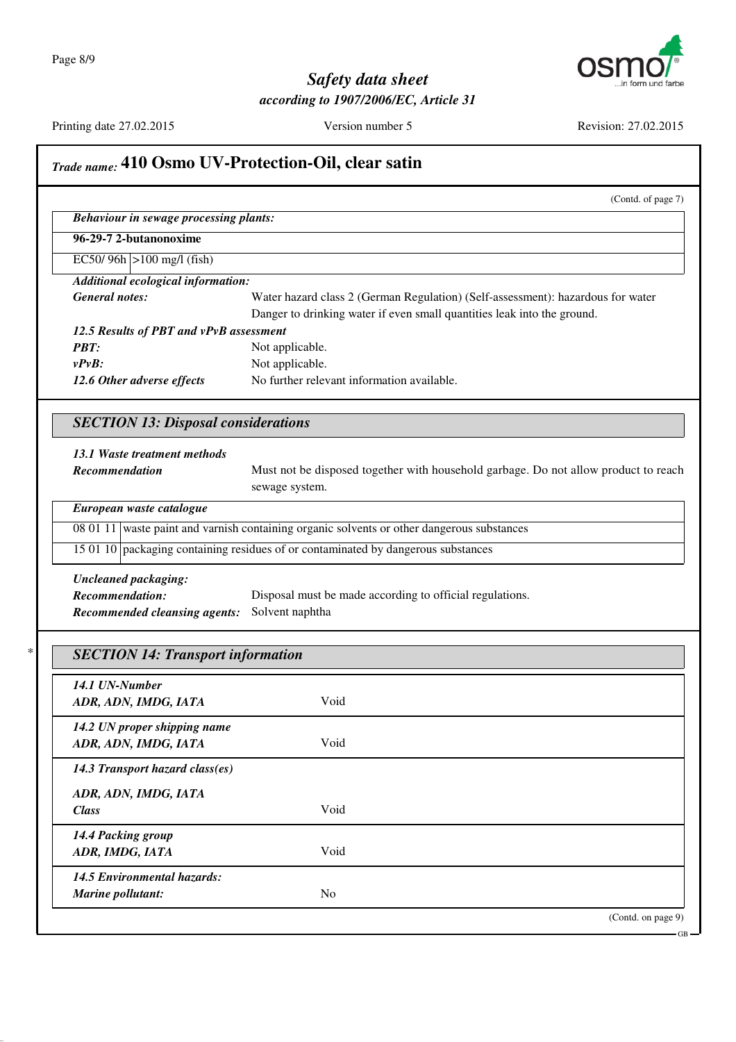## Trade name: 410 Osmo UV-Protection-Oil, clear satin

(Contd. of page 7)

***Behaviour in sewage processing plants:***

| **96-29-7 2-butanonoxime** | |
|---|---|
| EC50/ 96h | >100 mg/l (fish) |

***Additional ecological information:***

***General notes:*** Water hazard class 2 (German Regulation) (Self-assessment): hazardous for water
Danger to drinking water if even small quantities leak into the ground.

***12.5 Results of PBT and vPvB assessment***

***PBT:*** Not applicable.

***vPvB:*** Not applicable.

***12.6 Other adverse effects*** No further relevant information available.

## *SECTION 13: Disposal considerations*

***13.1 Waste treatment methods***

***Recommendation*** Must not be disposed together with household garbage. Do not allow product to reach sewage system.

| *European waste catalogue* | |
|---|---|
| 08 01 11 | waste paint and varnish containing organic solvents or other dangerous substances |
| 15 01 10 | packaging containing residues of or contaminated by dangerous substances |

***Uncleaned packaging:***

***Recommendation:*** Disposal must be made according to official regulations.

***Recommended cleansing agents:*** Solvent naphtha

\* 

## *SECTION 14: Transport information*

| | |
|---|---|
| ***14.1 UN-Number*** | |
| ***ADR, ADN, IMDG, IATA*** | Void |
| ***14.2 UN proper shipping name*** | |
| ***ADR, ADN, IMDG, IATA*** | Void |
| ***14.3 Transport hazard class(es)*** | |
| ***ADR, ADN, IMDG, IATA*** | |
| ***Class*** | Void |
| ***14.4 Packing group*** | |
| ***ADR, IMDG, IATA*** | Void |
| ***14.5 Environmental hazards:*** | |
| ***Marine pollutant:*** | No |

(Contd. on page 9)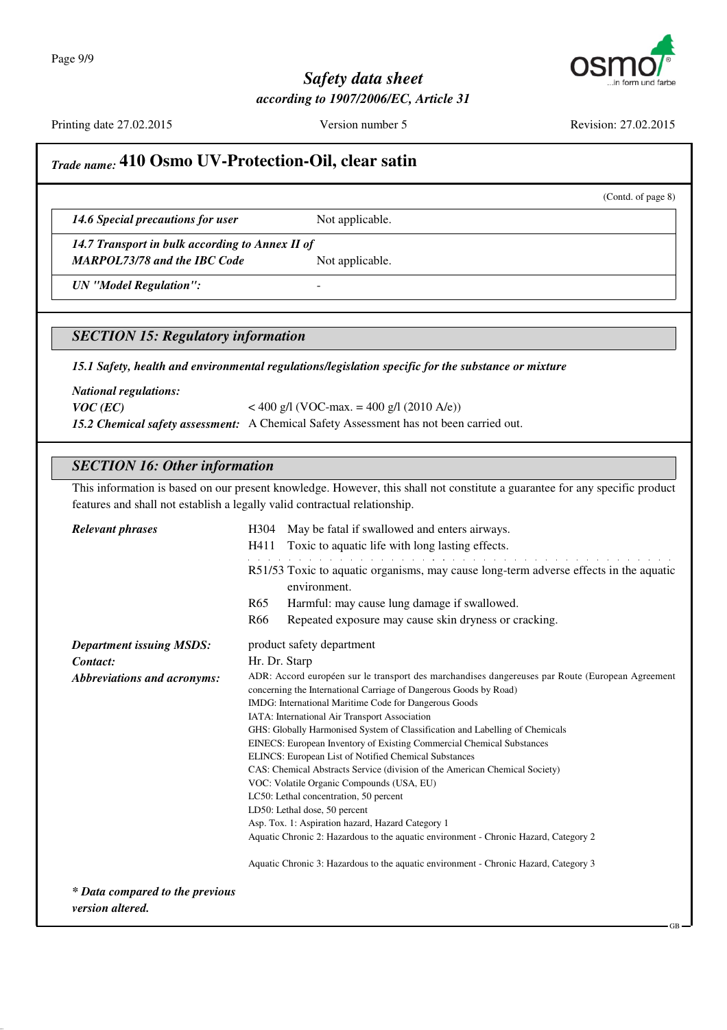## Trade name: 410 Osmo UV-Protection-Oil, clear satin

(Contd. of page 8)

| | |
|---|---|
| ***14.6 Special precautions for user*** | Not applicable. |
| ***14.7 Transport in bulk according to Annex II of MARPOL73/78 and the IBC Code*** | Not applicable. |
| ***UN "Model Regulation":*** | - |

### *SECTION 15: Regulatory information*

***15.1 Safety, health and environmental regulations/legislation specific for the substance or mixture***

***National regulations:***

***VOC (EC)*** < 400 g/l (VOC-max. = 400 g/l (2010 A/e))

***15.2 Chemical safety assessment:*** A Chemical Safety Assessment has not been carried out.

### *SECTION 16: Other information*

This information is based on our present knowledge. However, this shall not constitute a guarantee for any specific product features and shall not establish a legally valid contractual relationship.

***Relevant phrases***

H304 May be fatal if swallowed and enters airways.
H411 Toxic to aquatic life with long lasting effects.

R51/53 Toxic to aquatic organisms, may cause long-term adverse effects in the aquatic environment.
R65 Harmful: may cause lung damage if swallowed.
R66 Repeated exposure may cause skin dryness or cracking.

***Department issuing MSDS:*** product safety department

***Contact:*** Hr. Dr. Starp

***Abbreviations and acronyms:***

ADR: Accord européen sur le transport des marchandises dangereuses par Route (European Agreement concerning the International Carriage of Dangerous Goods by Road)
IMDG: International Maritime Code for Dangerous Goods
IATA: International Air Transport Association
GHS: Globally Harmonised System of Classification and Labelling of Chemicals
EINECS: European Inventory of Existing Commercial Chemical Substances
ELINCS: European List of Notified Chemical Substances
CAS: Chemical Abstracts Service (division of the American Chemical Society)
VOC: Volatile Organic Compounds (USA, EU)
LC50: Lethal concentration, 50 percent
LD50: Lethal dose, 50 percent
Asp. Tox. 1: Aspiration hazard, Hazard Category 1
Aquatic Chronic 2: Hazardous to the aquatic environment - Chronic Hazard, Category 2

Aquatic Chronic 3: Hazardous to the aquatic environment - Chronic Hazard, Category 3

***\* Data compared to the previous version altered.***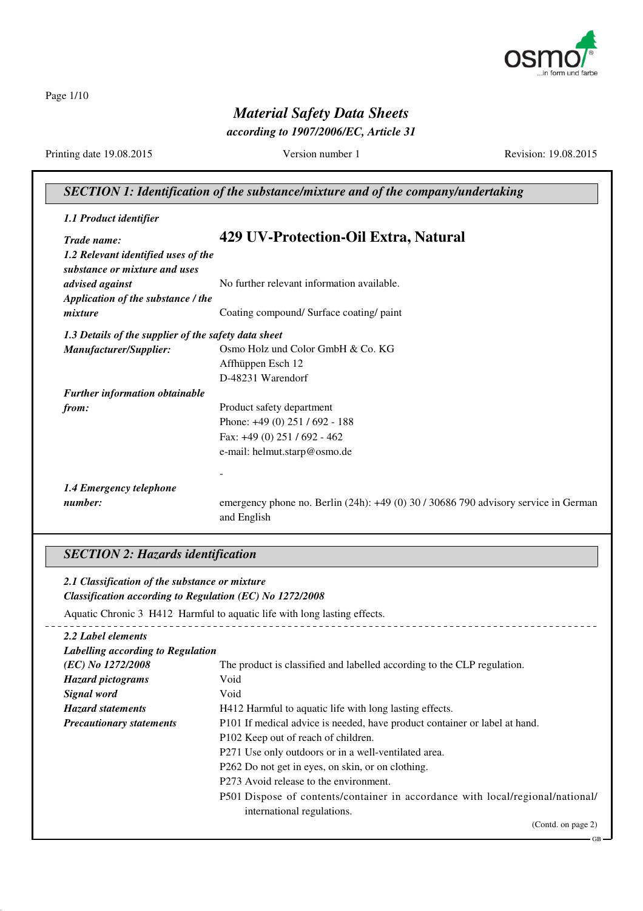# Material Safety Data Sheets

*according to 1907/2006/EC, Article 31*

Printing date 19.08.2015 Version number 1 Revision: 19.08.2015

## SECTION 1: Identification of the substance/mixture and of the company/undertaking

***1.1 Product identifier***

***Trade name:*** **429 UV-Protection-Oil Extra, Natural**

***1.2 Relevant identified uses of the substance or mixture and uses advised against*** No further relevant information available.

***Application of the substance / the mixture*** Coating compound/ Surface coating/ paint

***1.3 Details of the supplier of the safety data sheet***

***Manufacturer/Supplier:***
Osmo Holz und Color GmbH & Co. KG
Affhüppen Esch 12
D-48231 Warendorf

***Further information obtainable from:***
Product safety department
Phone: +49 (0) 251 / 692 - 188
Fax: +49 (0) 251 / 692 - 462
e-mail: helmut.starp@osmo.de

-

***1.4 Emergency telephone number:*** emergency phone no. Berlin (24h): +49 (0) 30 / 30686 790 advisory service in German and English

## SECTION 2: Hazards identification

***2.1 Classification of the substance or mixture***

***Classification according to Regulation (EC) No 1272/2008***

Aquatic Chronic 3 H412 Harmful to aquatic life with long lasting effects.

***2.2 Label elements***

***Labelling according to Regulation (EC) No 1272/2008*** The product is classified and labelled according to the CLP regulation.

***Hazard pictograms*** Void

***Signal word*** Void

***Hazard statements*** H412 Harmful to aquatic life with long lasting effects.

***Precautionary statements***
P101 If medical advice is needed, have product container or label at hand.
P102 Keep out of reach of children.
P271 Use only outdoors or in a well-ventilated area.
P262 Do not get in eyes, on skin, or on clothing.
P273 Avoid release to the environment.
P501 Dispose of contents/container in accordance with local/regional/national/international regulations.

(Contd. on page 2)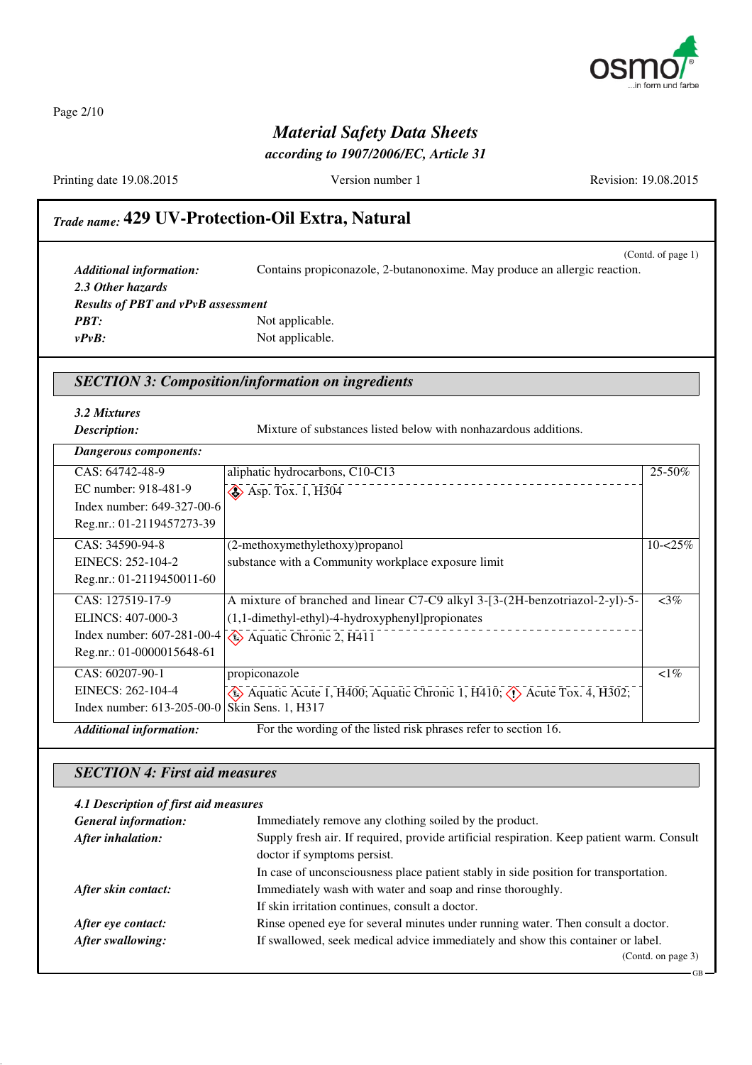*Material Safety Data Sheets*
*according to 1907/2006/EC, Article 31*

Printing date 19.08.2015 | Version number 1 | Revision: 19.08.2015

*Trade name:* **429 UV-Protection-Oil Extra, Natural**

(Contd. of page 1)

***Additional information:*** Contains propiconazole, 2-butanonoxime. May produce an allergic reaction.

***2.3 Other hazards***

***Results of PBT and vPvB assessment***

***PBT:*** Not applicable.

***vPvB:*** Not applicable.

## *SECTION 3: Composition/information on ingredients*

***3.2 Mixtures***

***Description:*** Mixture of substances listed below with nonhazardous additions.

***Dangerous components:***

| Identifiers | Substance / Classification | Concentration |
|---|---|---|
| CAS: 64742-48-9<br>EC number: 918-481-9<br>Index number: 649-327-00-6<br>Reg.nr.: 01-2119457273-39 | aliphatic hydrocarbons, C10-C13<br>Asp. Tox. 1, H304 | 25-50% |
| CAS: 34590-94-8<br>EINECS: 252-104-2<br>Reg.nr.: 01-2119450011-60 | (2-methoxymethylethoxy)propanol<br>substance with a Community workplace exposure limit | 10-<25% |
| CAS: 127519-17-9<br>ELINCS: 407-000-3<br>Index number: 607-281-00-4<br>Reg.nr.: 01-0000015648-61 | A mixture of branched and linear C7-C9 alkyl 3-[3-(2H-benzotriazol-2-yl)-5-(1,1-dimethyl-ethyl)-4-hydroxyphenyl]propionates<br>Aquatic Chronic 2, H411 | <3% |
| CAS: 60207-90-1<br>EINECS: 262-104-4<br>Index number: 613-205-00-0 | propiconazole<br>Aquatic Acute 1, H400; Aquatic Chronic 1, H410; Acute Tox. 4, H302; Skin Sens. 1, H317 | <1% |

***Additional information:*** For the wording of the listed risk phrases refer to section 16.

## *SECTION 4: First aid measures*

***4.1 Description of first aid measures***

***General information:*** Immediately remove any clothing soiled by the product.

***After inhalation:*** Supply fresh air. If required, provide artificial respiration. Keep patient warm. Consult doctor if symptoms persist.
In case of unconsciousness place patient stably in side position for transportation.

***After skin contact:*** Immediately wash with water and soap and rinse thoroughly.
If skin irritation continues, consult a doctor.

***After eye contact:*** Rinse opened eye for several minutes under running water. Then consult a doctor.

***After swallowing:*** If swallowed, seek medical advice immediately and show this container or label.

(Contd. on page 3)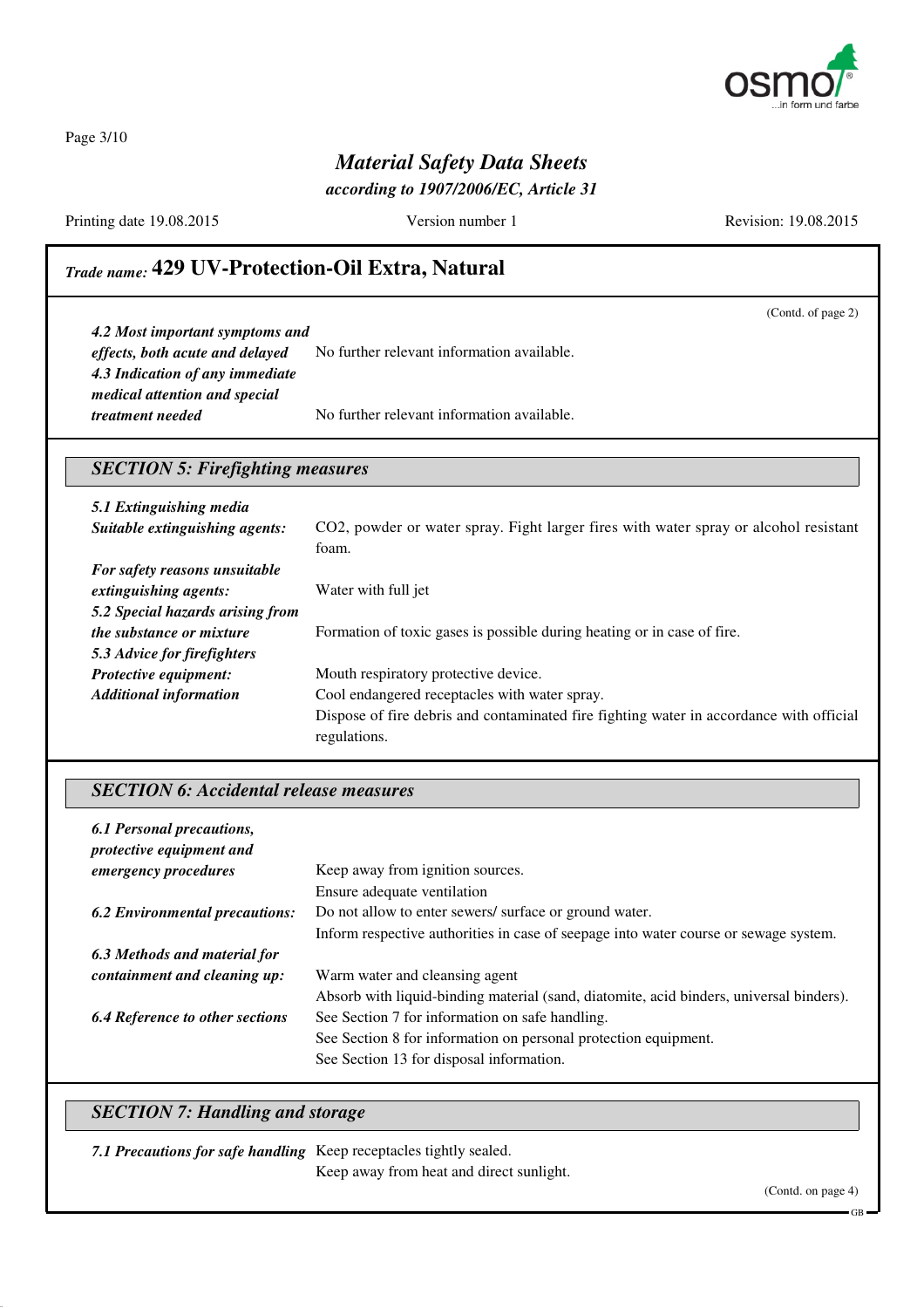*Trade name:* **429 UV-Protection-Oil Extra, Natural**

(Contd. of page 2)

| | |
|---|---|
| ***4.2 Most important symptoms and effects, both acute and delayed*** | No further relevant information available. |
| ***4.3 Indication of any immediate medical attention and special treatment needed*** | No further relevant information available. |

## *SECTION 5: Firefighting measures*

| | |
|---|---|
| ***5.1 Extinguishing media*** | |
| ***Suitable extinguishing agents:*** | $CO_2$, powder or water spray. Fight larger fires with water spray or alcohol resistant foam. |
| ***For safety reasons unsuitable extinguishing agents:*** | Water with full jet |
| ***5.2 Special hazards arising from the substance or mixture*** | Formation of toxic gases is possible during heating or in case of fire. |
| ***5.3 Advice for firefighters*** | |
| ***Protective equipment:*** | Mouth respiratory protective device. |
| ***Additional information*** | Cool endangered receptacles with water spray. Dispose of fire debris and contaminated fire fighting water in accordance with official regulations. |

## *SECTION 6: Accidental release measures*

| | |
|---|---|
| ***6.1 Personal precautions, protective equipment and emergency procedures*** | Keep away from ignition sources. Ensure adequate ventilation |
| ***6.2 Environmental precautions:*** | Do not allow to enter sewers/ surface or ground water. Inform respective authorities in case of seepage into water course or sewage system. |
| ***6.3 Methods and material for containment and cleaning up:*** | Warm water and cleansing agent Absorb with liquid-binding material (sand, diatomite, acid binders, universal binders). |
| ***6.4 Reference to other sections*** | See Section 7 for information on safe handling. See Section 8 for information on personal protection equipment. See Section 13 for disposal information. |

## *SECTION 7: Handling and storage*

| | |
|---|---|
| ***7.1 Precautions for safe handling*** | Keep receptacles tightly sealed. Keep away from heat and direct sunlight. |

(Contd. on page 4)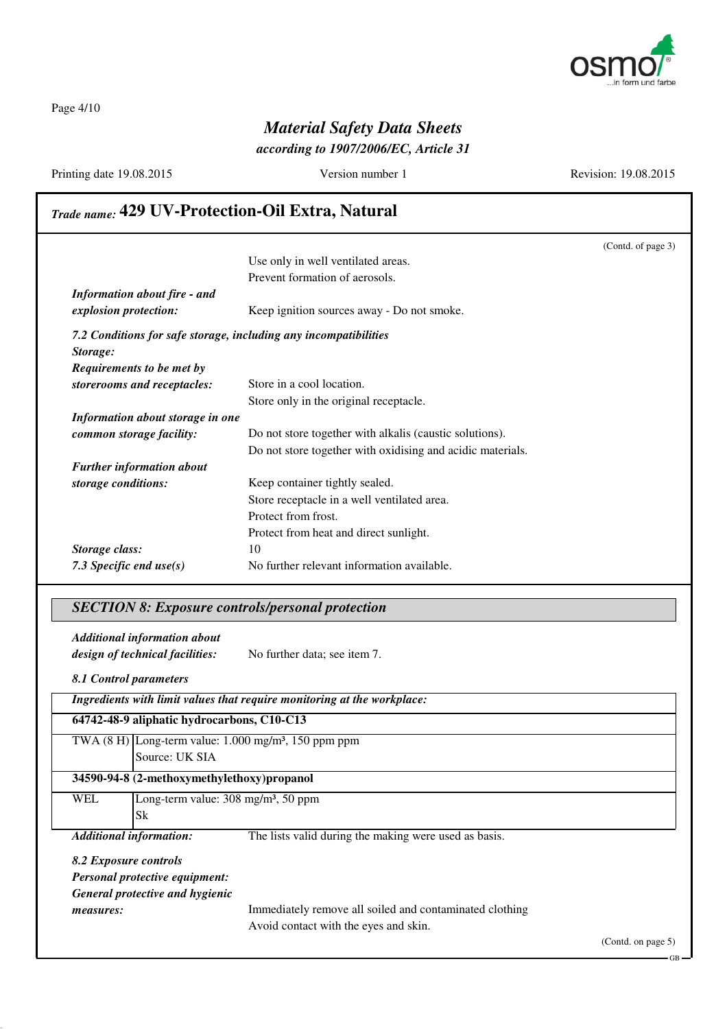## Trade name: 429 UV-Protection-Oil Extra, Natural

(Contd. of page 3)

Use only in well ventilated areas.
Prevent formation of aerosols.

***Information about fire - and explosion protection:*** Keep ignition sources away - Do not smoke.

***7.2 Conditions for safe storage, including any incompatibilities***

***Storage:***

***Requirements to be met by storerooms and receptacles:*** Store in a cool location.
Store only in the original receptacle.

***Information about storage in one common storage facility:*** Do not store together with alkalis (caustic solutions).
Do not store together with oxidising and acidic materials.

***Further information about storage conditions:*** Keep container tightly sealed.
Store receptacle in a well ventilated area.
Protect from frost.
Protect from heat and direct sunlight.

***Storage class:*** 10

***7.3 Specific end use(s)*** No further relevant information available.

## SECTION 8: Exposure controls/personal protection

***Additional information about design of technical facilities:*** No further data; see item 7.

***8.1 Control parameters***

| ***Ingredients with limit values that require monitoring at the workplace:*** | |
|---|---|
| **64742-48-9 aliphatic hydrocarbons, C10-C13** | |
| TWA (8 H) | Long-term value: 1.000 mg/m³, 150 ppm ppm<br>Source: UK SIA |
| **34590-94-8 (2-methoxymethylethoxy)propanol** | |
| WEL | Long-term value: 308 mg/m³, 50 ppm<br>Sk |

***Additional information:*** The lists valid during the making were used as basis.

***8.2 Exposure controls***

***Personal protective equipment:***

***General protective and hygienic measures:*** Immediately remove all soiled and contaminated clothing
Avoid contact with the eyes and skin.

(Contd. on page 5)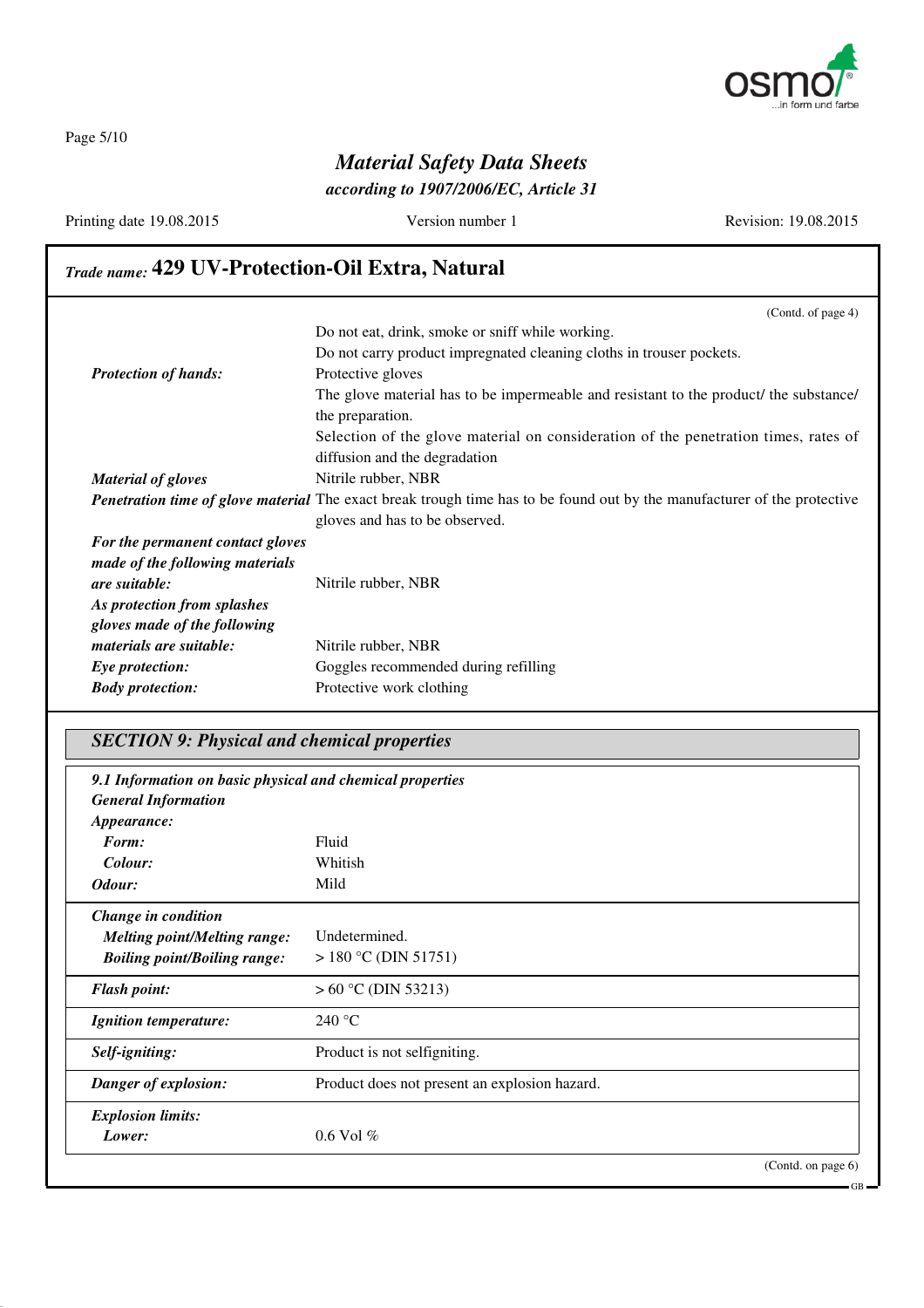**Material Safety Data Sheets**
*according to 1907/2006/EC, Article 31*

Printing date 19.08.2015 | Version number 1 | Revision: 19.08.2015

*Trade name:* **429 UV-Protection-Oil Extra, Natural**

(Contd. of page 4)

Do not eat, drink, smoke or sniff while working.
Do not carry product impregnated cleaning cloths in trouser pockets.

***Protection of hands:*** Protective gloves
The glove material has to be impermeable and resistant to the product/ the substance/ the preparation.
Selection of the glove material on consideration of the penetration times, rates of diffusion and the degradation

***Material of gloves*** Nitrile rubber, NBR

***Penetration time of glove material*** The exact break trough time has to be found out by the manufacturer of the protective gloves and has to be observed.

***For the permanent contact gloves made of the following materials are suitable:*** Nitrile rubber, NBR

***As protection from splashes gloves made of the following materials are suitable:*** Nitrile rubber, NBR

***Eye protection:*** Goggles recommended during refilling

***Body protection:*** Protective work clothing

## SECTION 9: Physical and chemical properties

***9.1 Information on basic physical and chemical properties***

***General Information***

***Appearance:***

| | |
|---|---|
| ***Form:*** | Fluid |
| ***Colour:*** | Whitish |
| ***Odour:*** | Mild |
| ***Change in condition*** | |
| ***Melting point/Melting range:*** | Undetermined. |
| ***Boiling point/Boiling range:*** | > 180 °C (DIN 51751) |
| ***Flash point:*** | > 60 °C (DIN 53213) |
| ***Ignition temperature:*** | 240 °C |
| ***Self-igniting:*** | Product is not selfigniting. |
| ***Danger of explosion:*** | Product does not present an explosion hazard. |
| ***Explosion limits:*** | |
| ***Lower:*** | 0.6 Vol % |

(Contd. on page 6)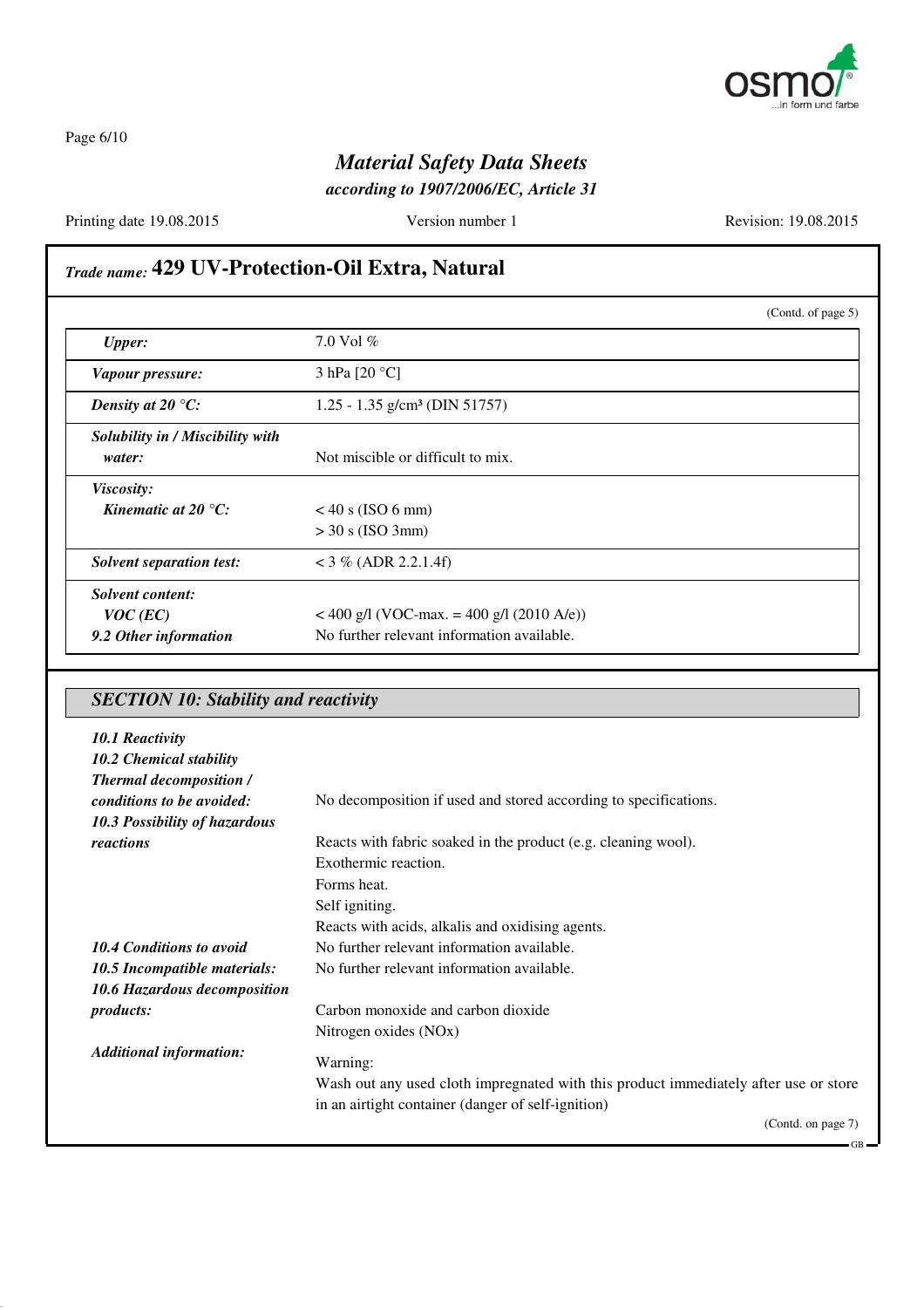# Material Safety Data Sheets

*according to 1907/2006/EC, Article 31*

Printing date 19.08.2015 | Version number 1 | Revision: 19.08.2015

## *Trade name:* 429 UV-Protection-Oil Extra, Natural

(Contd. of page 5)

| | |
|---|---|
| ***Upper:*** | 7.0 Vol % |
| ***Vapour pressure:*** | 3 hPa [20 °C] |
| ***Density at 20 °C:*** | 1.25 - 1.35 g/cm³ (DIN 51757) |
| ***Solubility in / Miscibility with water:*** | Not miscible or difficult to mix. |
| ***Viscosity:*** | |
| ***Kinematic at 20 °C:*** | < 40 s (ISO 6 mm)<br>> 30 s (ISO 3mm) |
| ***Solvent separation test:*** | < 3 % (ADR 2.2.1.4f) |
| ***Solvent content:*** | |
| ***VOC (EC)*** | < 400 g/l (VOC-max. = 400 g/l (2010 A/e)) |
| ***9.2 Other information*** | No further relevant information available. |

## *SECTION 10: Stability and reactivity*

***10.1 Reactivity***

***10.2 Chemical stability***

***Thermal decomposition / conditions to be avoided:*** No decomposition if used and stored according to specifications.

***10.3 Possibility of hazardous reactions***
Reacts with fabric soaked in the product (e.g. cleaning wool).
Exothermic reaction.
Forms heat.
Self igniting.
Reacts with acids, alkalis and oxidising agents.

***10.4 Conditions to avoid*** No further relevant information available.

***10.5 Incompatible materials:*** No further relevant information available.

***10.6 Hazardous decomposition products:***
Carbon monoxide and carbon dioxide
Nitrogen oxides (NOx)

***Additional information:***
Warning:
Wash out any used cloth impregnated with this product immediately after use or store in an airtight container (danger of self-ignition)

(Contd. on page 7)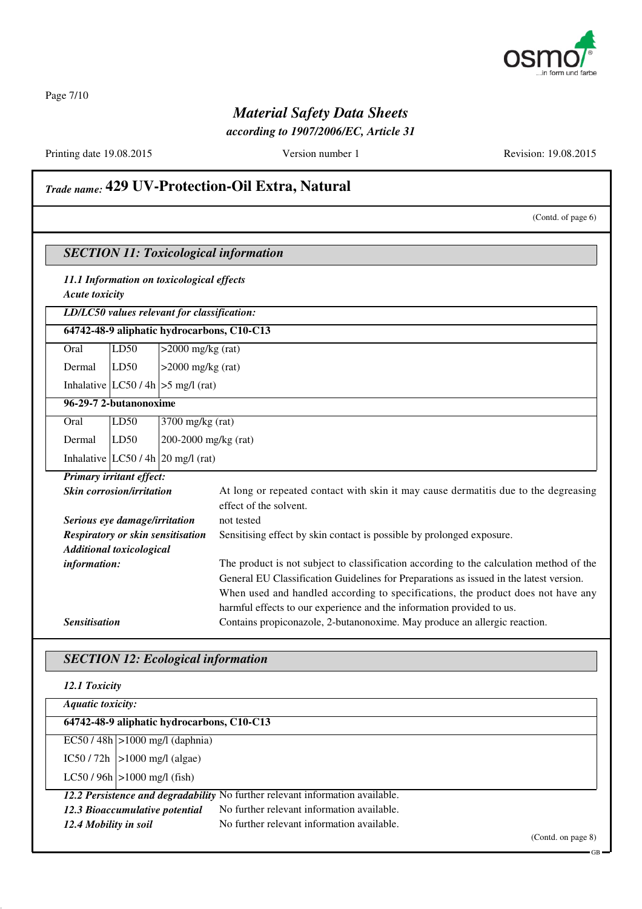*Trade name:* **429 UV-Protection-Oil Extra, Natural**

(Contd. of page 6)

## *SECTION 11: Toxicological information*

***11.1 Information on toxicological effects***

***Acute toxicity***

| ***LD/LC50 values relevant for classification:*** | | |
|---|---|---|
| **64742-48-9 aliphatic hydrocarbons, C10-C13** | | |
| Oral | LD50 | >2000 mg/kg (rat) |
| Dermal | LD50 | >2000 mg/kg (rat) |
| Inhalative | LC50 / 4h | >5 mg/l (rat) |
| **96-29-7 2-butanonoxime** | | |
| Oral | LD50 | 3700 mg/kg (rat) |
| Dermal | LD50 | 200-2000 mg/kg (rat) |
| Inhalative | LC50 / 4h | 20 mg/l (rat) |

***Primary irritant effect:***

***Skin corrosion/irritation*** At long or repeated contact with skin it may cause dermatitis due to the degreasing effect of the solvent.

***Serious eye damage/irritation*** not tested

***Respiratory or skin sensitisation*** Sensitising effect by skin contact is possible by prolonged exposure.

***Additional toxicological information:*** The product is not subject to classification according to the calculation method of the General EU Classification Guidelines for Preparations as issued in the latest version.
When used and handled according to specifications, the product does not have any harmful effects to our experience and the information provided to us.

***Sensitisation*** Contains propiconazole, 2-butanonoxime. May produce an allergic reaction.

## *SECTION 12: Ecological information*

***12.1 Toxicity***

| ***Aquatic toxicity:*** | |
|---|---|
| **64742-48-9 aliphatic hydrocarbons, C10-C13** | |
| EC50 / 48h | >1000 mg/l (daphnia) |
| IC50 / 72h | >1000 mg/l (algae) |
| LC50 / 96h | >1000 mg/l (fish) |

***12.2 Persistence and degradability*** No further relevant information available.

***12.3 Bioaccumulative potential*** No further relevant information available.

***12.4 Mobility in soil*** No further relevant information available.

(Contd. on page 8)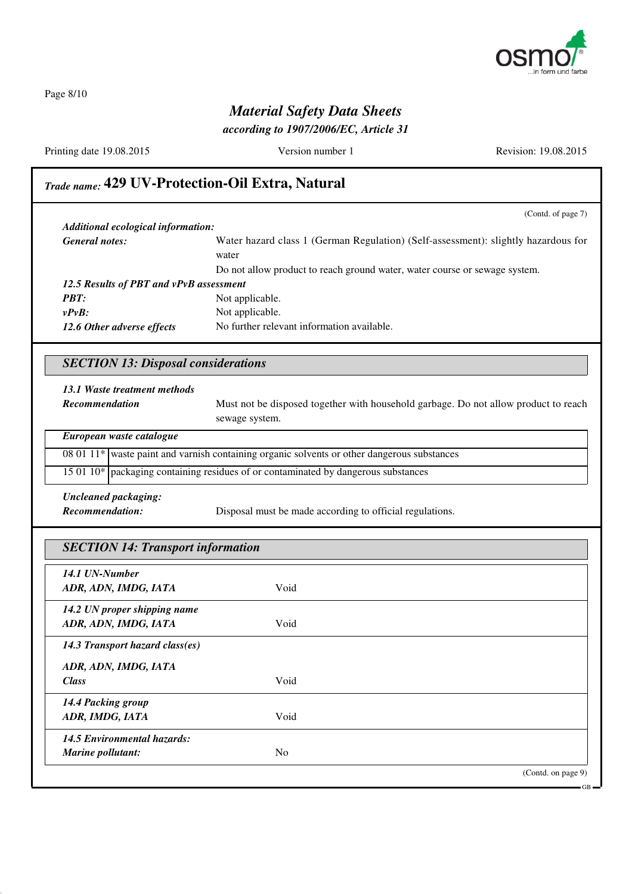## *Trade name:* **429 UV-Protection-Oil Extra, Natural**

(Contd. of page 7)

***Additional ecological information:***

| | |
|---|---|
| ***General notes:*** | Water hazard class 1 (German Regulation) (Self-assessment): slightly hazardous for water<br>Do not allow product to reach ground water, water course or sewage system. |

***12.5 Results of PBT and vPvB assessment***

| | |
|---|---|
| ***PBT:*** | Not applicable. |
| ***vPvB:*** | Not applicable. |
| ***12.6 Other adverse effects*** | No further relevant information available. |

### *SECTION 13: Disposal considerations*

***13.1 Waste treatment methods***

| | |
|---|---|
| ***Recommendation*** | Must not be disposed together with household garbage. Do not allow product to reach sewage system. |

| ***European waste catalogue*** | |
|---|---|
| 08 01 11* | waste paint and varnish containing organic solvents or other dangerous substances |
| 15 01 10* | packaging containing residues of or contaminated by dangerous substances |

***Uncleaned packaging:***

| | |
|---|---|
| ***Recommendation:*** | Disposal must be made according to official regulations. |

### *SECTION 14: Transport information*

| | |
|---|---|
| ***14.1 UN-Number*** | |
| ***ADR, ADN, IMDG, IATA*** | Void |
| ***14.2 UN proper shipping name*** | |
| ***ADR, ADN, IMDG, IATA*** | Void |
| ***14.3 Transport hazard class(es)*** | |
| ***ADR, ADN, IMDG, IATA*** | |
| ***Class*** | Void |
| ***14.4 Packing group*** | |
| ***ADR, IMDG, IATA*** | Void |
| ***14.5 Environmental hazards:*** | |
| ***Marine pollutant:*** | No |

(Contd. on page 9)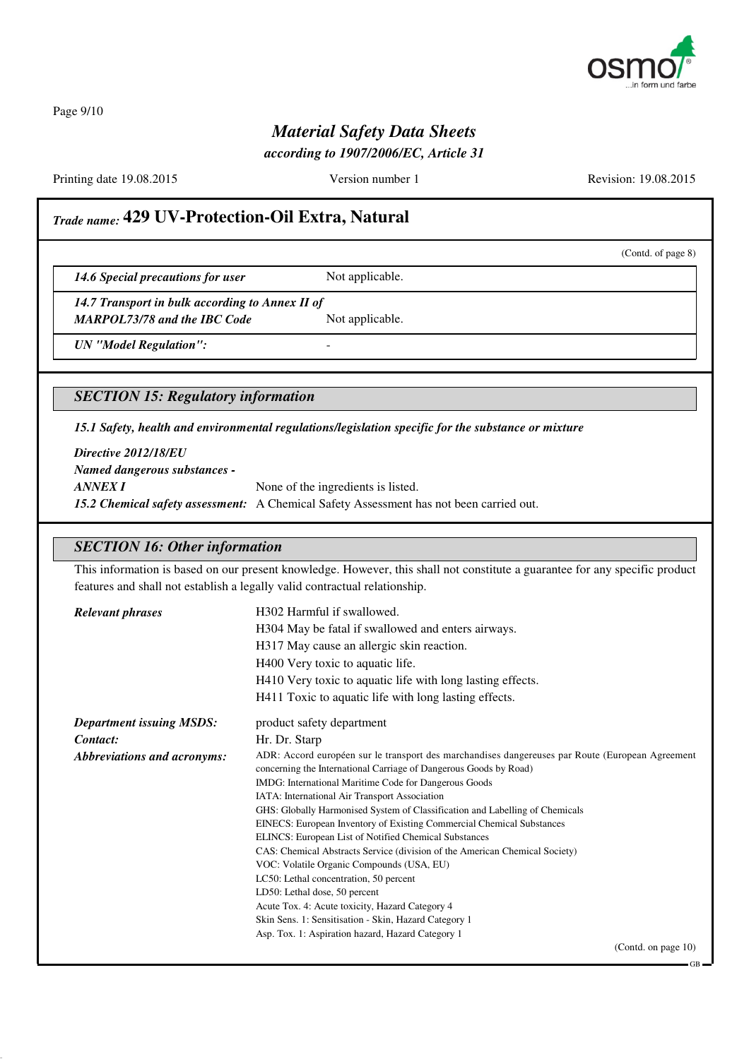## Trade name: 429 UV-Protection-Oil Extra, Natural

(Contd. of page 8)

| | |
|---|---|
| *14.6 Special precautions for user* | Not applicable. |
| *14.7 Transport in bulk according to Annex II of MARPOL73/78 and the IBC Code* | Not applicable. |
| *UN "Model Regulation":* | - |

## SECTION 15: Regulatory information

***15.1 Safety, health and environmental regulations/legislation specific for the substance or mixture***

***Directive 2012/18/EU***
***Named dangerous substances - ANNEX I*** None of the ingredients is listed.
***15.2 Chemical safety assessment:*** A Chemical Safety Assessment has not been carried out.

## SECTION 16: Other information

This information is based on our present knowledge. However, this shall not constitute a guarantee for any specific product features and shall not establish a legally valid contractual relationship.

***Relevant phrases***
H302 Harmful if swallowed.
H304 May be fatal if swallowed and enters airways.
H317 May cause an allergic skin reaction.
H400 Very toxic to aquatic life.
H410 Very toxic to aquatic life with long lasting effects.
H411 Toxic to aquatic life with long lasting effects.

***Department issuing MSDS:*** product safety department
***Contact:*** Hr. Dr. Starp
***Abbreviations and acronyms:***
ADR: Accord européen sur le transport des marchandises dangereuses par Route (European Agreement concerning the International Carriage of Dangerous Goods by Road)
IMDG: International Maritime Code for Dangerous Goods
IATA: International Air Transport Association
GHS: Globally Harmonised System of Classification and Labelling of Chemicals
EINECS: European Inventory of Existing Commercial Chemical Substances
ELINCS: European List of Notified Chemical Substances
CAS: Chemical Abstracts Service (division of the American Chemical Society)
VOC: Volatile Organic Compounds (USA, EU)
LC50: Lethal concentration, 50 percent
LD50: Lethal dose, 50 percent
Acute Tox. 4: Acute toxicity, Hazard Category 4
Skin Sens. 1: Sensitisation - Skin, Hazard Category 1
Asp. Tox. 1: Aspiration hazard, Hazard Category 1

(Contd. on page 10)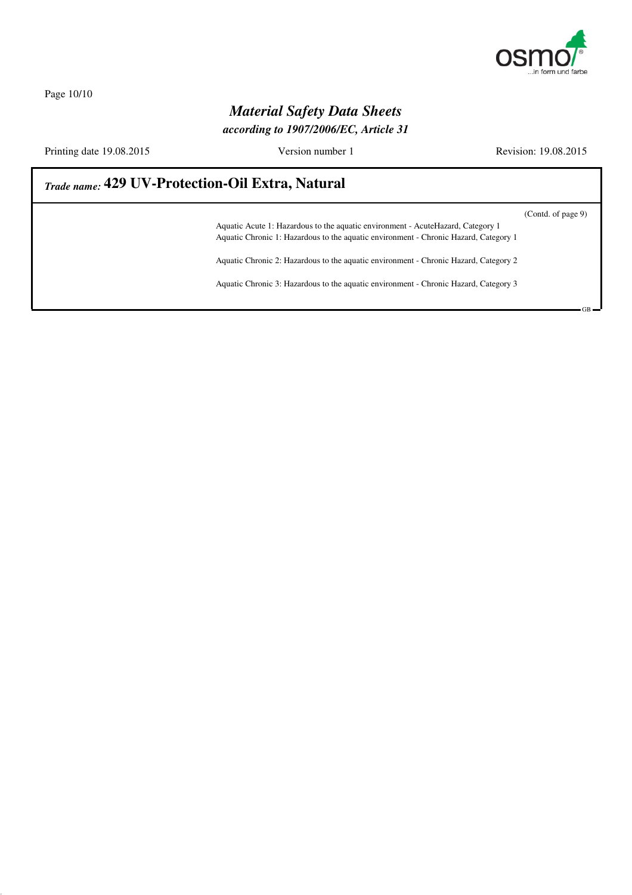*Material Safety Data Sheets*

*according to 1907/2006/EC, Article 31*

Printing date 19.08.2015 | Version number 1 | Revision: 19.08.2015

## *Trade name:* 429 UV-Protection-Oil Extra, Natural

(Contd. of page 9)

Aquatic Acute 1: Hazardous to the aquatic environment - AcuteHazard, Category 1
Aquatic Chronic 1: Hazardous to the aquatic environment - Chronic Hazard, Category 1

Aquatic Chronic 2: Hazardous to the aquatic environment - Chronic Hazard, Category 2

Aquatic Chronic 3: Hazardous to the aquatic environment - Chronic Hazard, Category 3

GB